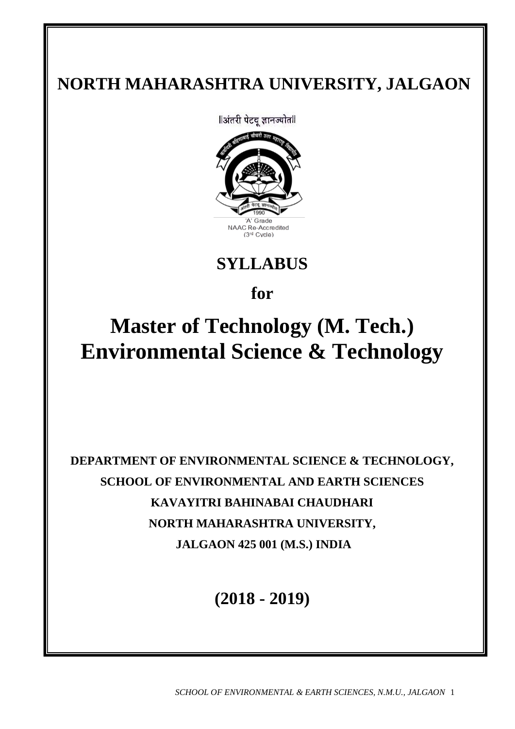# NORTH MAHARASHTRA UNIVERSITY, JALGAON

||अंतरी पेटवू ज्ञानज्योत||

'A' Grade
NAAC Re-Accredited
(3rd Cycle)

## SYLLABUS

**for**

# Master of Technology (M. Tech.) Environmental Science & Technology

**DEPARTMENT OF ENVIRONMENTAL SCIENCE & TECHNOLOGY,**

**SCHOOL OF ENVIRONMENTAL AND EARTH SCIENCES**

**KAVAYITRI BAHINABAI CHAUDHARI**

**NORTH MAHARASHTRA UNIVERSITY,**

**JALGAON 425 001 (M.S.) INDIA**

## (2018 - 2019)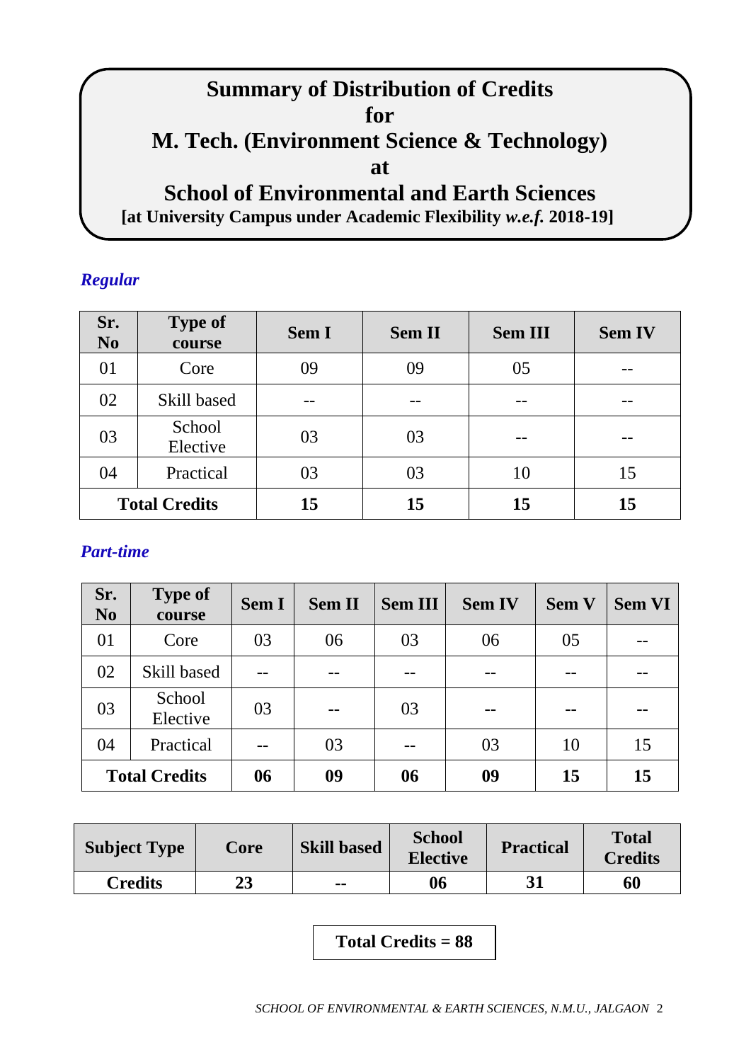# Summary of Distribution of Credits
# for
# M. Tech. (Environment Science & Technology)
# at
# School of Environmental and Earth Sciences

**[at University Campus under Academic Flexibility *w.e.f.* 2018-19]**

***Regular***

| Sr. No | Type of course | Sem I | Sem II | Sem III | Sem IV |
|---|---|---|---|---|---|
| 01 | Core | 09 | 09 | 05 | -- |
| 02 | Skill based | -- | -- | -- | -- |
| 03 | School Elective | 03 | 03 | -- | -- |
| 04 | Practical | 03 | 03 | 10 | 15 |
| **Total Credits** | | **15** | **15** | **15** | **15** |

***Part-time***

| Sr. No | Type of course | Sem I | Sem II | Sem III | Sem IV | Sem V | Sem VI |
|---|---|---|---|---|---|---|---|
| 01 | Core | 03 | 06 | 03 | 06 | 05 | -- |
| 02 | Skill based | -- | -- | -- | -- | -- | -- |
| 03 | School Elective | 03 | -- | 03 | -- | -- | -- |
| 04 | Practical | -- | 03 | -- | 03 | 10 | 15 |
| **Total Credits** | | **06** | **09** | **06** | **09** | **15** | **15** |

| Subject Type | Core | Skill based | School Elective | Practical | Total Credits |
|---|---|---|---|---|---|
| **Credits** | **23** | **--** | **06** | **31** | **60** |

**Total Credits = 88**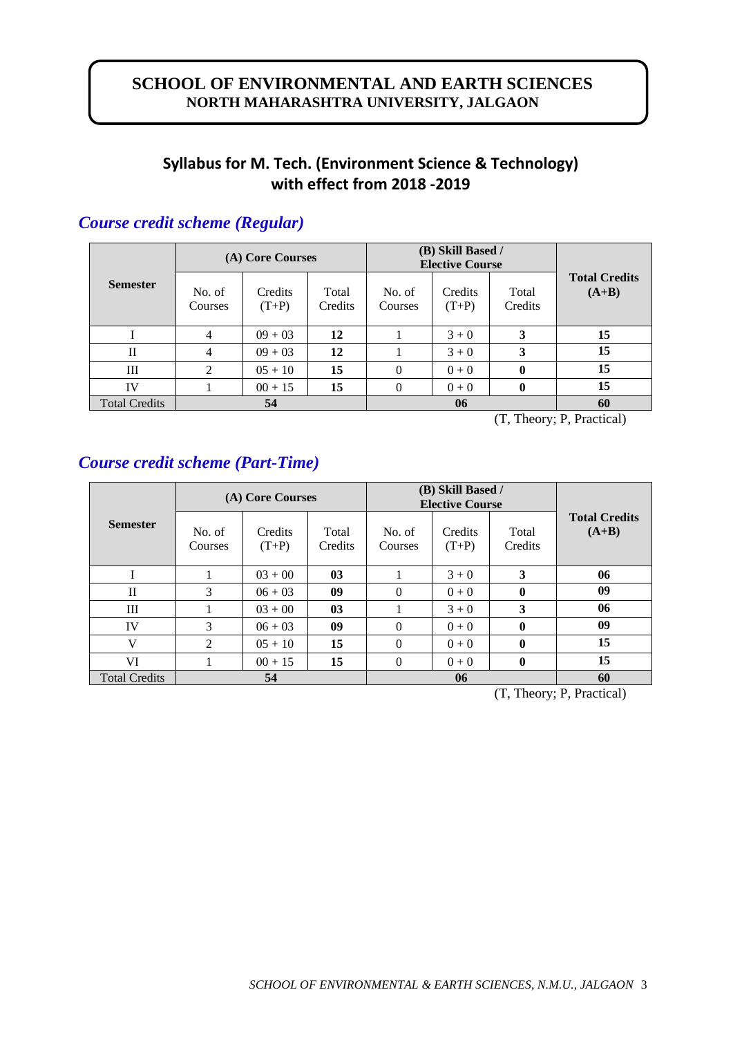# SCHOOL OF ENVIRONMENTAL AND EARTH SCIENCES
## NORTH MAHARASHTRA UNIVERSITY, JALGAON

## Syllabus for M. Tech. (Environment Science & Technology) with effect from 2018 -2019

### *Course credit scheme (Regular)*

| Semester | (A) Core Courses | | | (B) Skill Based / Elective Course | | | Total Credits (A+B) |
|---|---|---|---|---|---|---|---|
| | No. of Courses | Credits (T+P) | Total Credits | No. of Courses | Credits (T+P) | Total Credits | |
| I | 4 | 09 + 03 | **12** | 1 | 3 + 0 | **3** | **15** |
| II | 4 | 09 + 03 | **12** | 1 | 3 + 0 | **3** | **15** |
| III | 2 | 05 + 10 | **15** | 0 | 0 + 0 | **0** | **15** |
| IV | 1 | 00 + 15 | **15** | 0 | 0 + 0 | **0** | **15** |
| Total Credits | **54** | | | **06** | | | **60** |

(T, Theory; P, Practical)

### *Course credit scheme (Part-Time)*

| Semester | (A) Core Courses | | | (B) Skill Based / Elective Course | | | Total Credits (A+B) |
|---|---|---|---|---|---|---|---|
| | No. of Courses | Credits (T+P) | Total Credits | No. of Courses | Credits (T+P) | Total Credits | |
| I | 1 | 03 + 00 | **03** | 1 | 3 + 0 | **3** | **06** |
| II | 3 | 06 + 03 | **09** | 0 | 0 + 0 | **0** | **09** |
| III | 1 | 03 + 00 | **03** | 1 | 3 + 0 | **3** | **06** |
| IV | 3 | 06 + 03 | **09** | 0 | 0 + 0 | **0** | **09** |
| V | 2 | 05 + 10 | **15** | 0 | 0 + 0 | **0** | **15** |
| VI | 1 | 00 + 15 | **15** | 0 | 0 + 0 | **0** | **15** |
| Total Credits | **54** | | | **06** | | | **60** |

(T, Theory; P, Practical)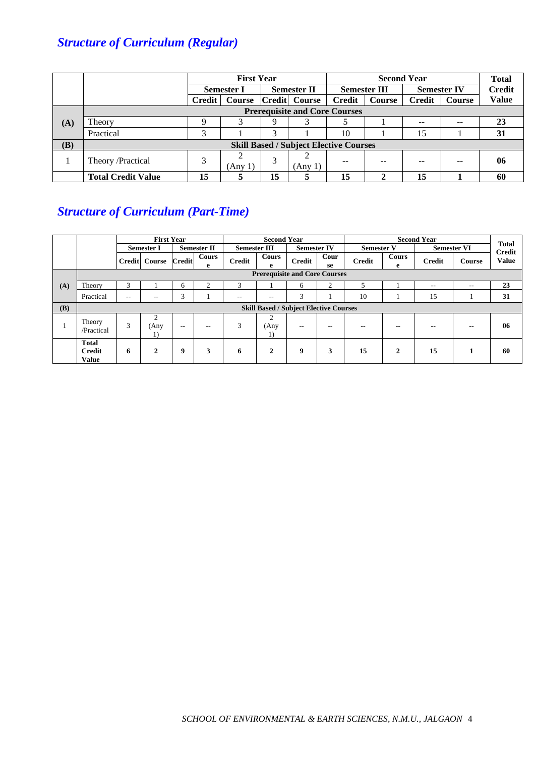## *Structure of Curriculum (Regular)*

| | | First Year | | | | Second Year | | | | Total Credit Value |
|---|---|---|---|---|---|---|---|---|---|---|
| | | Semester I | | Semester II | | Semester III | | Semester IV | | |
| | | Credit | Course | Credit | Course | Credit | Course | Credit | Course | |
| (A) | **Prerequisite and Core Courses** | | | | | | | | | |
| | Theory | 9 | 3 | 9 | 3 | 5 | 1 | -- | -- | 23 |
| | Practical | 3 | 1 | 3 | 1 | 10 | 1 | 15 | 1 | 31 |
| (B) | **Skill Based / Subject Elective Courses** | | | | | | | | | |
| 1 | Theory /Practical | 3 | 2 (Any 1) | 3 | 2 (Any 1) | -- | -- | -- | -- | 06 |
| | **Total Credit Value** | **15** | **5** | **15** | **5** | **15** | **2** | **15** | **1** | **60** |

## *Structure of Curriculum (Part-Time)*

| | | First Year | | | | Second Year | | | | Second Year | | | | Total Credit Value |
|---|---|---|---|---|---|---|---|---|---|---|---|---|---|---|
| | | Semester I | | Semester II | | Semester III | | Semester IV | | Semester V | | Semester VI | | |
| | | Credit | Course | Credit | Course | Credit | Course | Credit | Course | Credit | Course | Credit | Course | |
| (A) | **Prerequisite and Core Courses** | | | | | | | | | | | | | |
| | Theory | 3 | 1 | 6 | 2 | 3 | 1 | 6 | 2 | 5 | 1 | -- | -- | 23 |
| | Practical | -- | -- | 3 | 1 | -- | -- | 3 | 1 | 10 | 1 | 15 | 1 | 31 |
| (B) | **Skill Based / Subject Elective Courses** | | | | | | | | | | | | | |
| 1 | Theory /Practical | 3 | 2 (Any 1) | -- | -- | 3 | 2 (Any 1) | -- | -- | -- | -- | -- | -- | 06 |
| | **Total Credit Value** | **6** | **2** | **9** | **3** | **6** | **2** | **9** | **3** | **15** | **2** | **15** | **1** | **60** |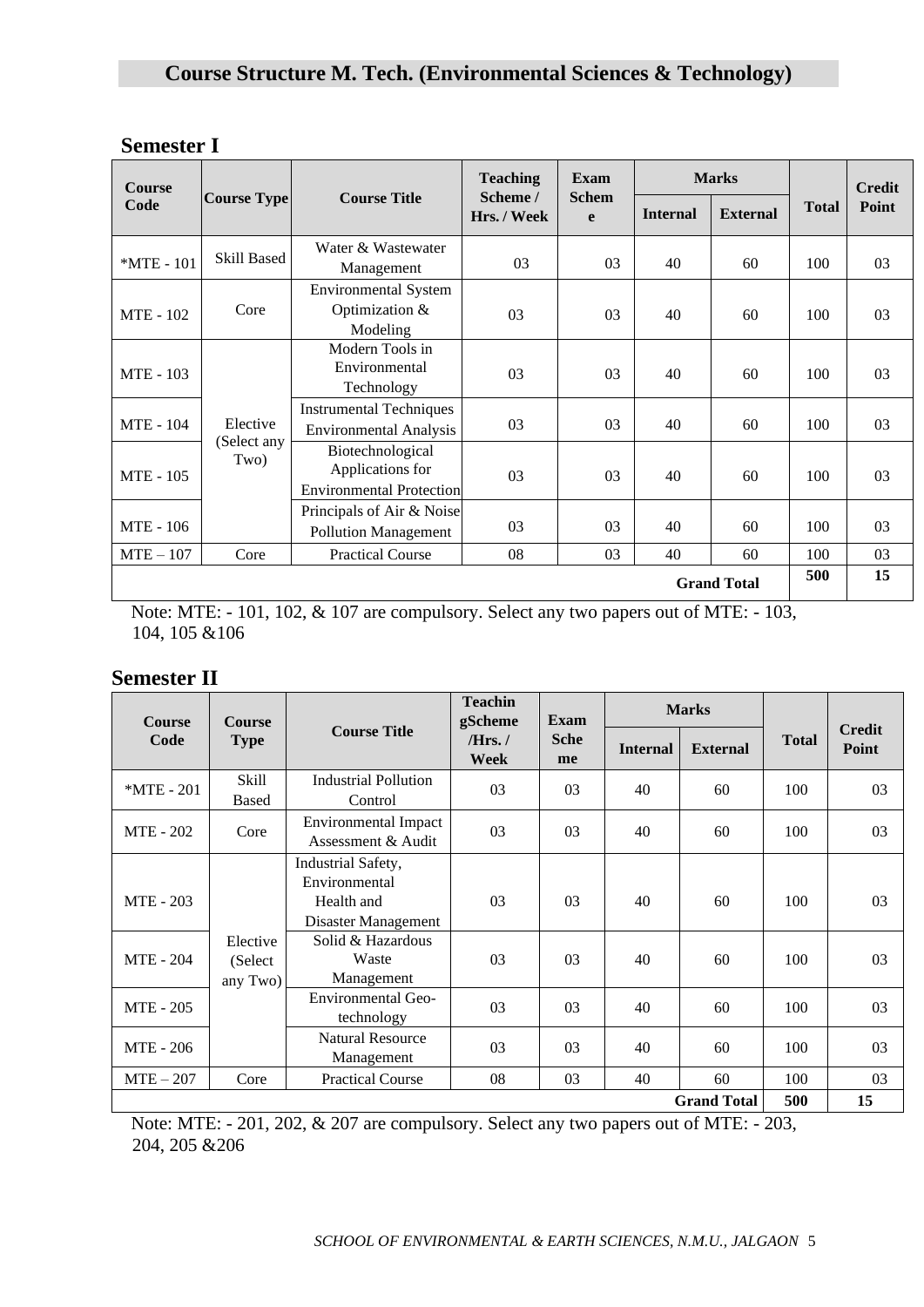# Course Structure M. Tech. (Environmental Sciences & Technology)

## Semester I

| Course Code | Course Type | Course Title | Teaching Scheme / Hrs. / Week | Exam Scheme | Marks | | Total | Credit Point |
|---|---|---|---|---|---|---|---|---|
| | | | | | Internal | External | | |
| *MTE - 101 | Skill Based | Water & Wastewater Management | 03 | 03 | 40 | 60 | 100 | 03 |
| MTE - 102 | Core | Environmental System Optimization & Modeling | 03 | 03 | 40 | 60 | 100 | 03 |
| MTE - 103 | Elective (Select any Two) | Modern Tools in Environmental Technology | 03 | 03 | 40 | 60 | 100 | 03 |
| MTE - 104 | | Instrumental Techniques Environmental Analysis | 03 | 03 | 40 | 60 | 100 | 03 |
| MTE - 105 | | Biotechnological Applications for Environmental Protection | 03 | 03 | 40 | 60 | 100 | 03 |
| MTE - 106 | | Principals of Air & Noise Pollution Management | 03 | 03 | 40 | 60 | 100 | 03 |
| MTE – 107 | Core | Practical Course | 08 | 03 | 40 | 60 | 100 | 03 |
| | | | | | | **Grand Total** | **500** | **15** |

Note: MTE: - 101, 102, & 107 are compulsory. Select any two papers out of MTE: - 103, 104, 105 &106

## Semester II

| Course Code | Course Type | Course Title | Teachin gScheme /Hrs. / Week | Exam Scheme | Marks | | Total | Credit Point |
|---|---|---|---|---|---|---|---|---|
| | | | | | Internal | External | | |
| *MTE - 201 | Skill Based | Industrial Pollution Control | 03 | 03 | 40 | 60 | 100 | 03 |
| MTE - 202 | Core | Environmental Impact Assessment & Audit | 03 | 03 | 40 | 60 | 100 | 03 |
| MTE - 203 | Elective (Select any Two) | Industrial Safety, Environmental Health and Disaster Management | 03 | 03 | 40 | 60 | 100 | 03 |
| MTE - 204 | | Solid & Hazardous Waste Management | 03 | 03 | 40 | 60 | 100 | 03 |
| MTE - 205 | | Environmental Geo-technology | 03 | 03 | 40 | 60 | 100 | 03 |
| MTE - 206 | | Natural Resource Management | 03 | 03 | 40 | 60 | 100 | 03 |
| MTE – 207 | Core | Practical Course | 08 | 03 | 40 | 60 | 100 | 03 |
| | | | | | | **Grand Total** | **500** | **15** |

Note: MTE: - 201, 202, & 207 are compulsory. Select any two papers out of MTE: - 203, 204, 205 &206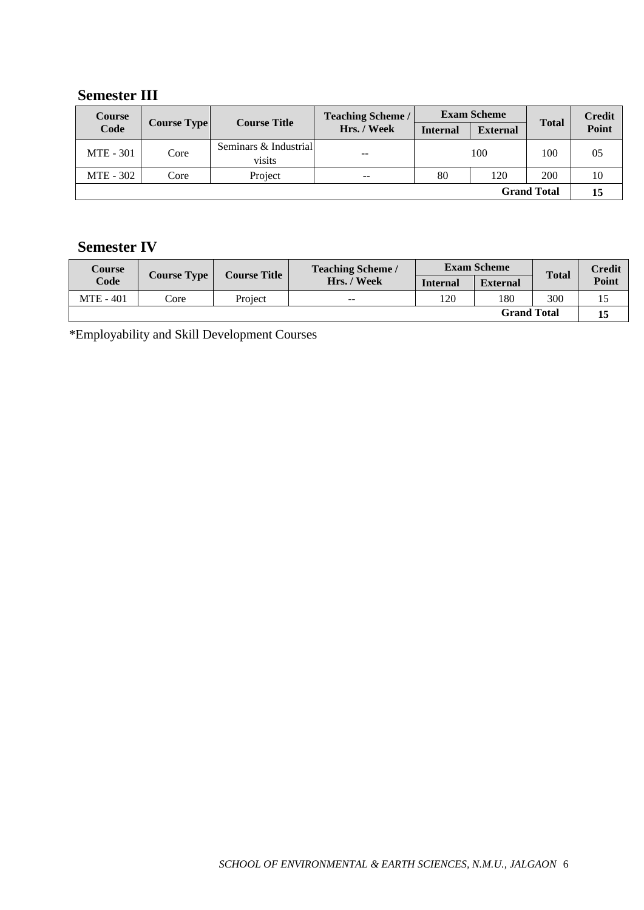## Semester III

| Course Code | Course Type | Course Title | Teaching Scheme / Hrs. / Week | Exam Scheme | | Total | Credit Point |
|---|---|---|---|---|---|---|---|
| | | | | Internal | External | | |
| MTE - 301 | Core | Seminars & Industrial visits | -- | 100 | | 100 | 05 |
| MTE - 302 | Core | Project | -- | 80 | 120 | 200 | 10 |
| | | | | | | **Grand Total** | **15** |

## Semester IV

| Course Code | Course Type | Course Title | Teaching Scheme / Hrs. / Week | Exam Scheme | | Total | Credit Point |
|---|---|---|---|---|---|---|---|
| | | | | Internal | External | | |
| MTE - 401 | Core | Project | -- | 120 | 180 | 300 | 15 |
| | | | | | | **Grand Total** | **15** |

*Employability and Skill Development Courses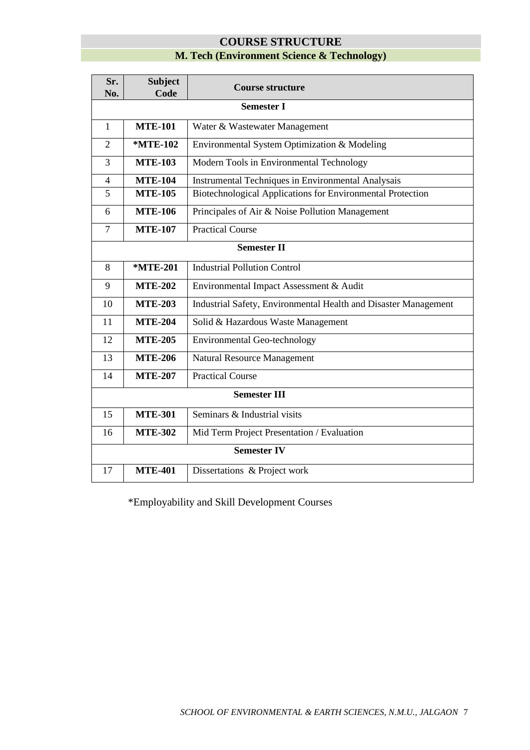# COURSE STRUCTURE

## M. Tech (Environment Science & Technology)

| Sr. No. | Subject Code | Course structure |
|---|---|---|
| | | **Semester I** |
| 1 | **MTE-101** | Water & Wastewater Management |
| 2 | ***MTE-102** | Environmental System Optimization & Modeling |
| 3 | **MTE-103** | Modern Tools in Environmental Technology |
| 4 | **MTE-104** | Instrumental Techniques in Environmental Analysais |
| 5 | **MTE-105** | Biotechnological Applications for Environmental Protection |
| 6 | **MTE-106** | Principales of Air & Noise Pollution Management |
| 7 | **MTE-107** | Practical Course |
| | | **Semester II** |
| 8 | ***MTE-201** | Industrial Pollution Control |
| 9 | **MTE-202** | Environmental Impact Assessment & Audit |
| 10 | **MTE-203** | Industrial Safety, Environmental Health and Disaster Management |
| 11 | **MTE-204** | Solid & Hazardous Waste Management |
| 12 | **MTE-205** | Environmental Geo-technology |
| 13 | **MTE-206** | Natural Resource Management |
| 14 | **MTE-207** | Practical Course |
| | | **Semester III** |
| 15 | **MTE-301** | Seminars & Industrial visits |
| 16 | **MTE-302** | Mid Term Project Presentation / Evaluation |
| | | **Semester IV** |
| 17 | **MTE-401** | Dissertations & Project work |

*Employability and Skill Development Courses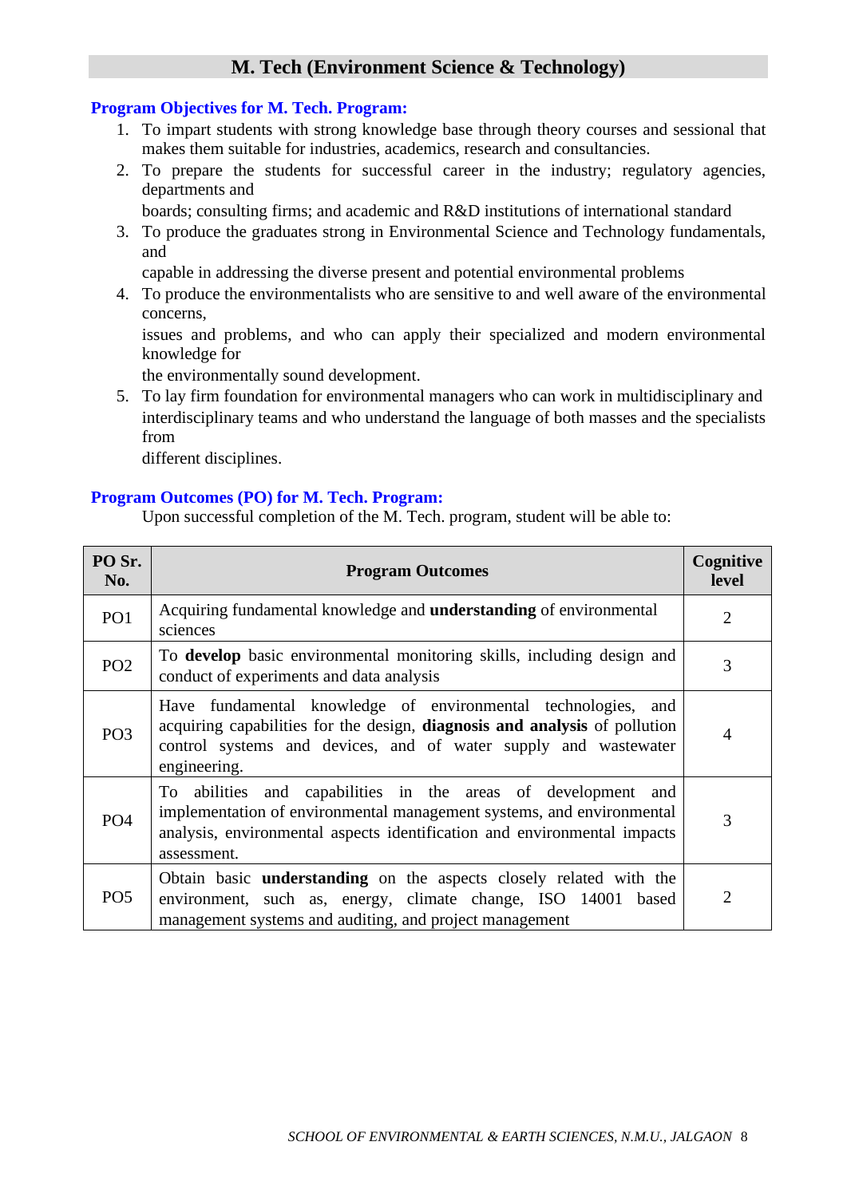## M. Tech (Environment Science & Technology)

### Program Objectives for M. Tech. Program:

1. To impart students with strong knowledge base through theory courses and sessional that makes them suitable for industries, academics, research and consultancies.
2. To prepare the students for successful career in the industry; regulatory agencies, departments and boards; consulting firms; and academic and R&D institutions of international standard
3. To produce the graduates strong in Environmental Science and Technology fundamentals, and capable in addressing the diverse present and potential environmental problems
4. To produce the environmentalists who are sensitive to and well aware of the environmental concerns, issues and problems, and who can apply their specialized and modern environmental knowledge for the environmentally sound development.
5. To lay firm foundation for environmental managers who can work in multidisciplinary and interdisciplinary teams and who understand the language of both masses and the specialists from different disciplines.

### Program Outcomes (PO) for M. Tech. Program:

Upon successful completion of the M. Tech. program, student will be able to:

| PO Sr. No. | Program Outcomes | Cognitive level |
|---|---|---|
| PO1 | Acquiring fundamental knowledge and **understanding** of environmental sciences | 2 |
| PO2 | To **develop** basic environmental monitoring skills, including design and conduct of experiments and data analysis | 3 |
| PO3 | Have fundamental knowledge of environmental technologies, and acquiring capabilities for the design, **diagnosis and analysis** of pollution control systems and devices, and of water supply and wastewater engineering. | 4 |
| PO4 | To abilities and capabilities in the areas of development and implementation of environmental management systems, and environmental analysis, environmental aspects identification and environmental impacts assessment. | 3 |
| PO5 | Obtain basic **understanding** on the aspects closely related with the environment, such as, energy, climate change, ISO 14001 based management systems and auditing, and project management | 2 |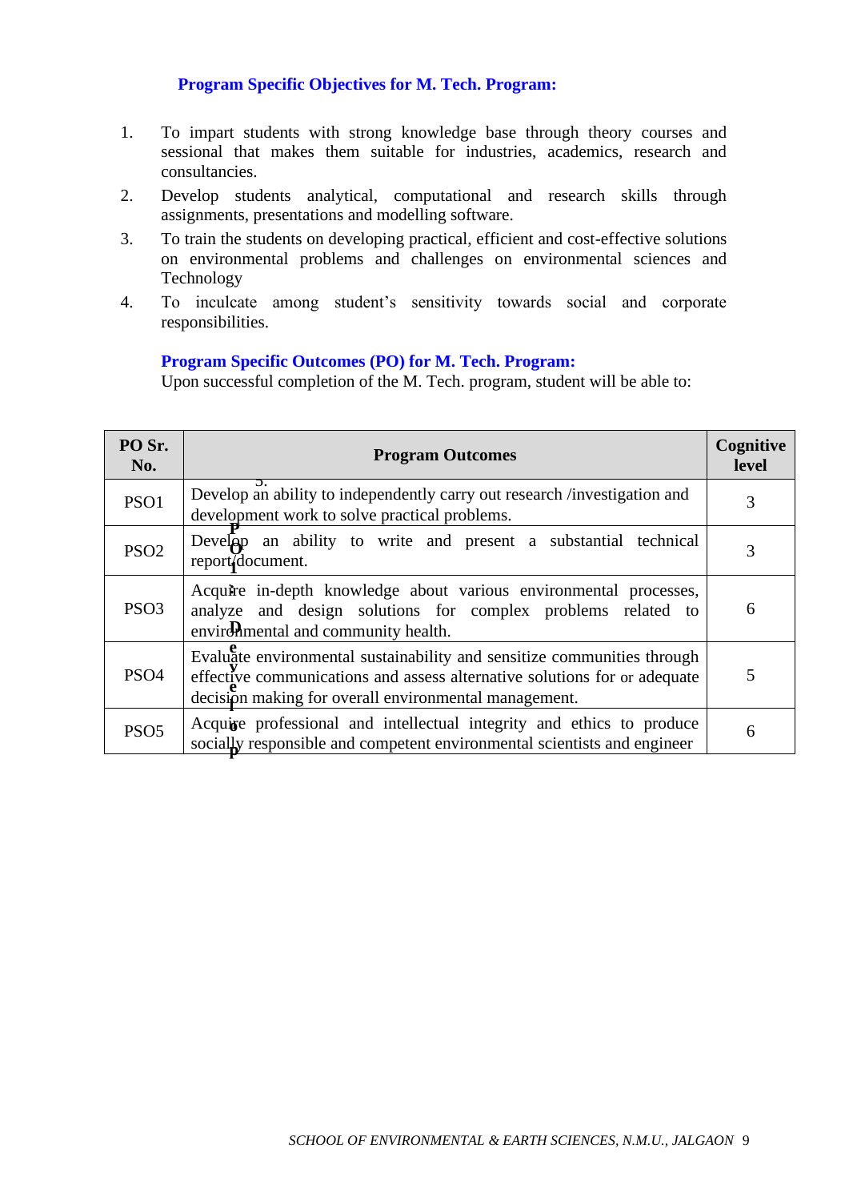**Program Specific Objectives for M. Tech. Program:**

1. To impart students with strong knowledge base through theory courses and sessional that makes them suitable for industries, academics, research and consultancies.
2. Develop students analytical, computational and research skills through assignments, presentations and modelling software.
3. To train the students on developing practical, efficient and cost-effective solutions on environmental problems and challenges on environmental sciences and Technology
4. To inculcate among student's sensitivity towards social and corporate responsibilities.

**Program Specific Outcomes (PO) for M. Tech. Program:**

Upon successful completion of the M. Tech. program, student will be able to:

| PO Sr. No. | Program Outcomes | Cognitive level |
|---|---|---|
| PSO1 | Develop an ability to independently carry out research /investigation and development work to solve practical problems. | 3 |
| PSO2 | Develop an ability to write and present a substantial technical report/document. | 3 |
| PSO3 | Acquire in-depth knowledge about various environmental processes, analyze and design solutions for complex problems related to environmental and community health. | 6 |
| PSO4 | Evaluate environmental sustainability and sensitize communities through effective communications and assess alternative solutions for or adequate decision making for overall environmental management. | 5 |
| PSO5 | Acquire professional and intellectual integrity and ethics to produce socially responsible and competent environmental scientists and engineer | 6 |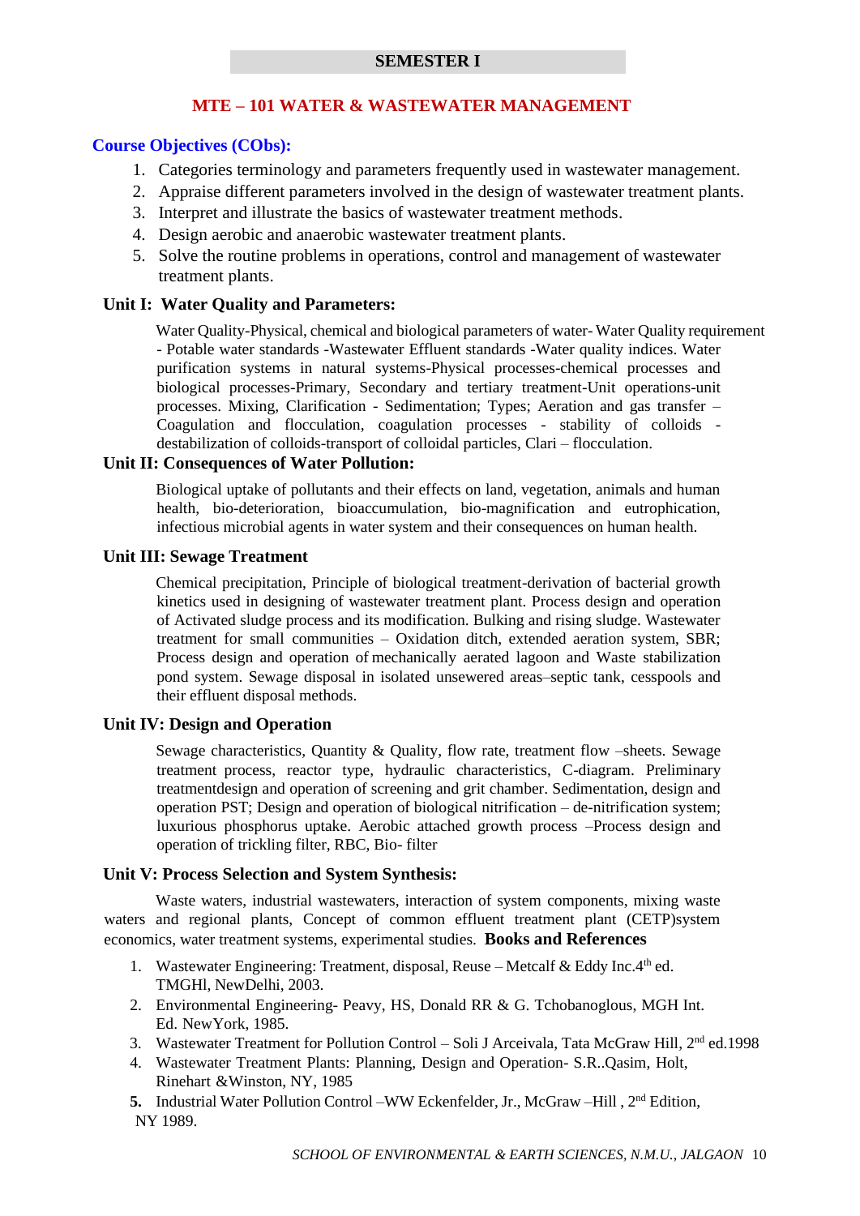## SEMESTER I

## MTE – 101 WATER & WASTEWATER MANAGEMENT

### Course Objectives (CObs):

1. Categories terminology and parameters frequently used in wastewater management.
2. Appraise different parameters involved in the design of wastewater treatment plants.
3. Interpret and illustrate the basics of wastewater treatment methods.
4. Design aerobic and anaerobic wastewater treatment plants.
5. Solve the routine problems in operations, control and management of wastewater treatment plants.

### Unit I: Water Quality and Parameters:

Water Quality-Physical, chemical and biological parameters of water- Water Quality requirement - Potable water standards -Wastewater Effluent standards -Water quality indices. Water purification systems in natural systems-Physical processes-chemical processes and biological processes-Primary, Secondary and tertiary treatment-Unit operations-unit processes. Mixing, Clarification - Sedimentation; Types; Aeration and gas transfer – Coagulation and flocculation, coagulation processes - stability of colloids - destabilization of colloids-transport of colloidal particles, Clari – flocculation.

### Unit II: Consequences of Water Pollution:

Biological uptake of pollutants and their effects on land, vegetation, animals and human health, bio-deterioration, bioaccumulation, bio-magnification and eutrophication, infectious microbial agents in water system and their consequences on human health.

### Unit III: Sewage Treatment

Chemical precipitation, Principle of biological treatment-derivation of bacterial growth kinetics used in designing of wastewater treatment plant. Process design and operation of Activated sludge process and its modification. Bulking and rising sludge. Wastewater treatment for small communities – Oxidation ditch, extended aeration system, SBR; Process design and operation of mechanically aerated lagoon and Waste stabilization pond system. Sewage disposal in isolated unsewered areas–septic tank, cesspools and their effluent disposal methods.

### Unit IV: Design and Operation

Sewage characteristics, Quantity & Quality, flow rate, treatment flow –sheets. Sewage treatment process, reactor type, hydraulic characteristics, C-diagram. Preliminary treatmentdesign and operation of screening and grit chamber. Sedimentation, design and operation PST; Design and operation of biological nitrification – de-nitrification system; luxurious phosphorus uptake. Aerobic attached growth process –Process design and operation of trickling filter, RBC, Bio- filter

### Unit V: Process Selection and System Synthesis:

Waste waters, industrial wastewaters, interaction of system components, mixing waste waters and regional plants, Concept of common effluent treatment plant (CETP)system economics, water treatment systems, experimental studies. **Books and References**

1. Wastewater Engineering: Treatment, disposal, Reuse – Metcalf & Eddy Inc.4th ed. TMGHl, NewDelhi, 2003.
2. Environmental Engineering- Peavy, HS, Donald RR & G. Tchobanoglous, MGH Int. Ed. NewYork, 1985.
3. Wastewater Treatment for Pollution Control – Soli J Arceivala, Tata McGraw Hill, 2nd ed.1998
4. Wastewater Treatment Plants: Planning, Design and Operation- S.R..Qasim, Holt, Rinehart &Winston, NY, 1985
5. Industrial Water Pollution Control –WW Eckenfelder, Jr., McGraw –Hill , 2nd Edition, NY 1989.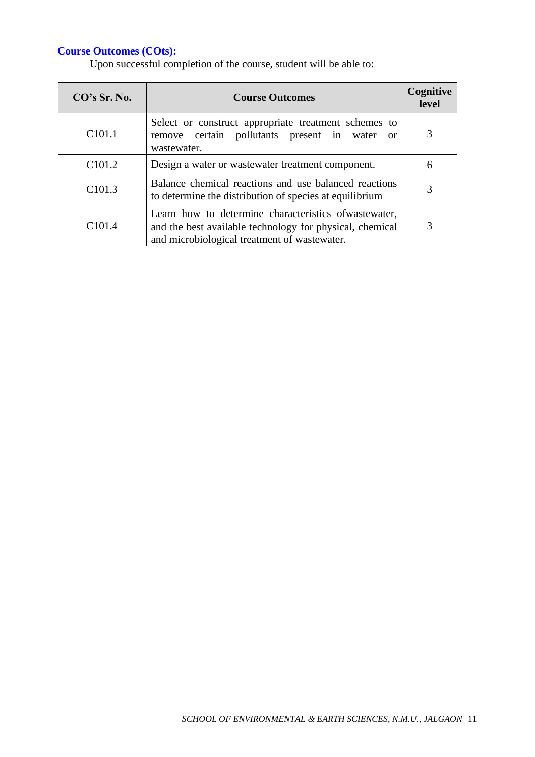**Course Outcomes (COts):**

Upon successful completion of the course, student will be able to:

| CO's Sr. No. | Course Outcomes | Cognitive level |
|---|---|---|
| C101.1 | Select or construct appropriate treatment schemes to remove certain pollutants present in water or wastewater. | 3 |
| C101.2 | Design a water or wastewater treatment component. | 6 |
| C101.3 | Balance chemical reactions and use balanced reactions to determine the distribution of species at equilibrium | 3 |
| C101.4 | Learn how to determine characteristics ofwastewater, and the best available technology for physical, chemical and microbiological treatment of wastewater. | 3 |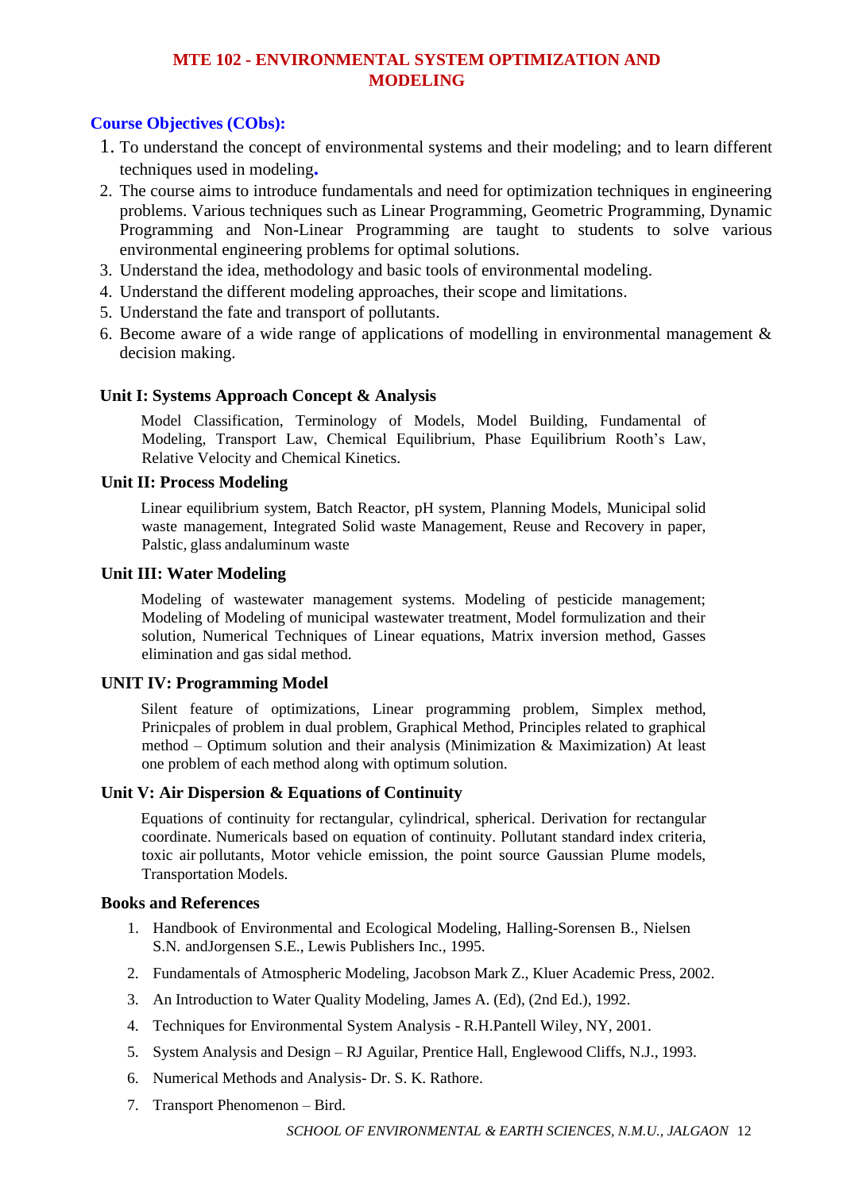## MTE 102 - ENVIRONMENTAL SYSTEM OPTIMIZATION AND MODELING

### Course Objectives (CObs):

1. To understand the concept of environmental systems and their modeling; and to learn different techniques used in modeling.
2. The course aims to introduce fundamentals and need for optimization techniques in engineering problems. Various techniques such as Linear Programming, Geometric Programming, Dynamic Programming and Non-Linear Programming are taught to students to solve various environmental engineering problems for optimal solutions.
3. Understand the idea, methodology and basic tools of environmental modeling.
4. Understand the different modeling approaches, their scope and limitations.
5. Understand the fate and transport of pollutants.
6. Become aware of a wide range of applications of modelling in environmental management & decision making.

### Unit I: Systems Approach Concept & Analysis

Model Classification, Terminology of Models, Model Building, Fundamental of Modeling, Transport Law, Chemical Equilibrium, Phase Equilibrium Rooth's Law, Relative Velocity and Chemical Kinetics.

### Unit II: Process Modeling

Linear equilibrium system, Batch Reactor, pH system, Planning Models, Municipal solid waste management, Integrated Solid waste Management, Reuse and Recovery in paper, Palstic, glass andaluminum waste

### Unit III: Water Modeling

Modeling of wastewater management systems. Modeling of pesticide management; Modeling of Modeling of municipal wastewater treatment, Model formulization and their solution, Numerical Techniques of Linear equations, Matrix inversion method, Gasses elimination and gas sidal method.

### UNIT IV: Programming Model

Silent feature of optimizations, Linear programming problem, Simplex method, Prinicpales of problem in dual problem, Graphical Method, Principles related to graphical method – Optimum solution and their analysis (Minimization & Maximization) At least one problem of each method along with optimum solution.

### Unit V: Air Dispersion & Equations of Continuity

Equations of continuity for rectangular, cylindrical, spherical. Derivation for rectangular coordinate. Numericals based on equation of continuity. Pollutant standard index criteria, toxic air pollutants, Motor vehicle emission, the point source Gaussian Plume models, Transportation Models.

### Books and References

1. Handbook of Environmental and Ecological Modeling, Halling-Sorensen B., Nielsen S.N. andJorgensen S.E., Lewis Publishers Inc., 1995.
2. Fundamentals of Atmospheric Modeling, Jacobson Mark Z., Kluer Academic Press, 2002.
3. An Introduction to Water Quality Modeling, James A. (Ed), (2nd Ed.), 1992.
4. Techniques for Environmental System Analysis - R.H.Pantell Wiley, NY, 2001.
5. System Analysis and Design – RJ Aguilar, Prentice Hall, Englewood Cliffs, N.J., 1993.
6. Numerical Methods and Analysis- Dr. S. K. Rathore.
7. Transport Phenomenon – Bird.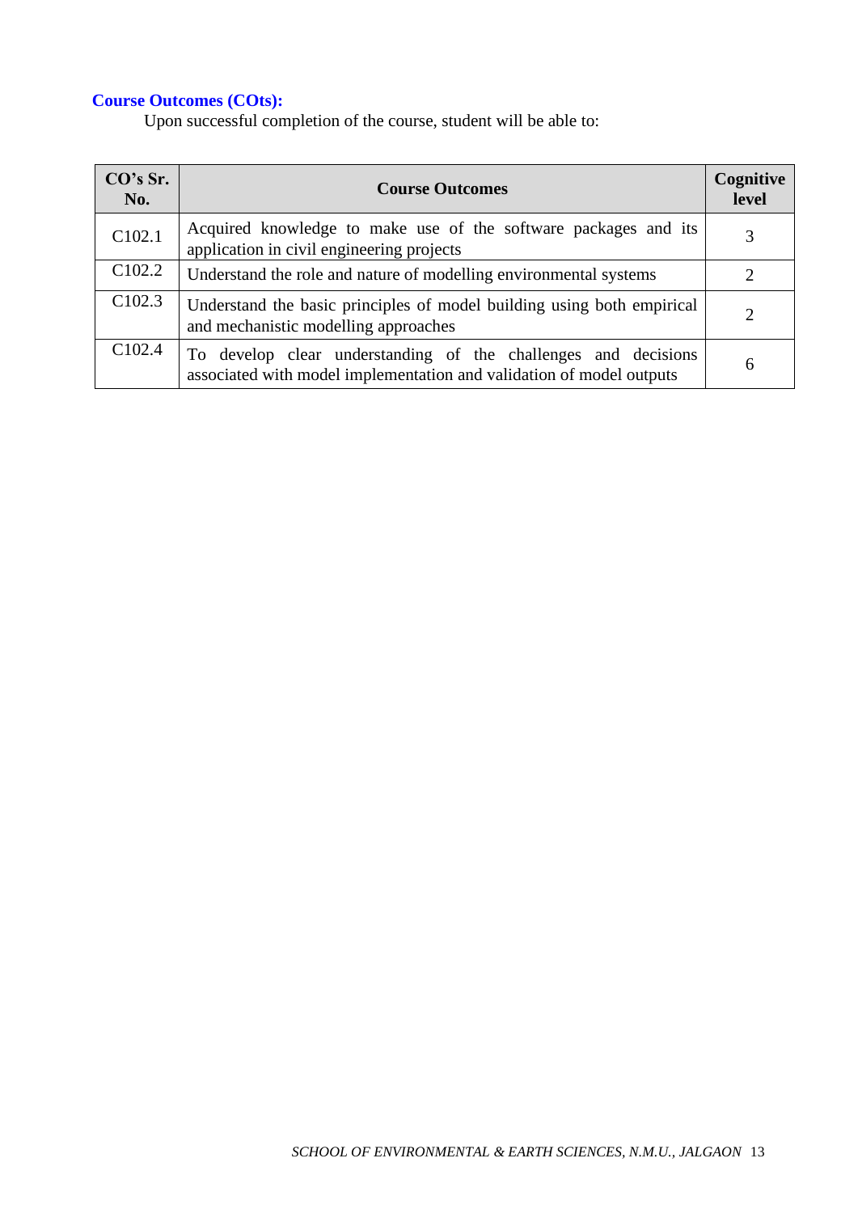**Course Outcomes (COts):**

Upon successful completion of the course, student will be able to:

| CO's Sr. No. | Course Outcomes | Cognitive level |
|---|---|---|
| C102.1 | Acquired knowledge to make use of the software packages and its application in civil engineering projects | 3 |
| C102.2 | Understand the role and nature of modelling environmental systems | 2 |
| C102.3 | Understand the basic principles of model building using both empirical and mechanistic modelling approaches | 2 |
| C102.4 | To develop clear understanding of the challenges and decisions associated with model implementation and validation of model outputs | 6 |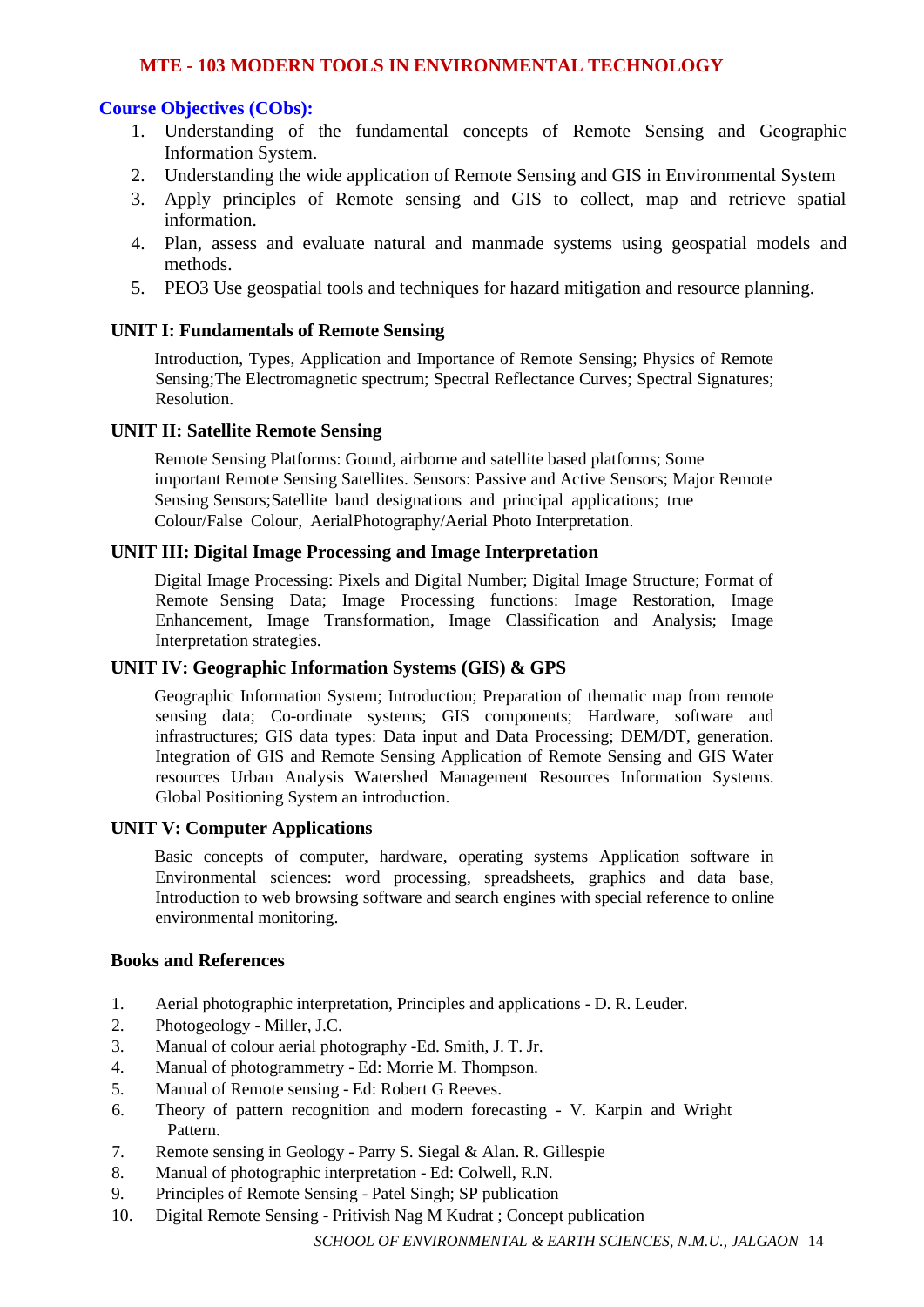## MTE - 103 MODERN TOOLS IN ENVIRONMENTAL TECHNOLOGY

**Course Objectives (CObs):**

1. Understanding of the fundamental concepts of Remote Sensing and Geographic Information System.
2. Understanding the wide application of Remote Sensing and GIS in Environmental System
3. Apply principles of Remote sensing and GIS to collect, map and retrieve spatial information.
4. Plan, assess and evaluate natural and manmade systems using geospatial models and methods.
5. PEO3 Use geospatial tools and techniques for hazard mitigation and resource planning.

### UNIT I: Fundamentals of Remote Sensing

Introduction, Types, Application and Importance of Remote Sensing; Physics of Remote Sensing;The Electromagnetic spectrum; Spectral Reflectance Curves; Spectral Signatures; Resolution.

### UNIT II: Satellite Remote Sensing

Remote Sensing Platforms: Gound, airborne and satellite based platforms; Some important Remote Sensing Satellites. Sensors: Passive and Active Sensors; Major Remote Sensing Sensors;Satellite band designations and principal applications; true Colour/False Colour, AerialPhotography/Aerial Photo Interpretation.

### UNIT III: Digital Image Processing and Image Interpretation

Digital Image Processing: Pixels and Digital Number; Digital Image Structure; Format of Remote Sensing Data; Image Processing functions: Image Restoration, Image Enhancement, Image Transformation, Image Classification and Analysis; Image Interpretation strategies.

### UNIT IV: Geographic Information Systems (GIS) & GPS

Geographic Information System; Introduction; Preparation of thematic map from remote sensing data; Co-ordinate systems; GIS components; Hardware, software and infrastructures; GIS data types: Data input and Data Processing; DEM/DT, generation. Integration of GIS and Remote Sensing Application of Remote Sensing and GIS Water resources Urban Analysis Watershed Management Resources Information Systems. Global Positioning System an introduction.

### UNIT V: Computer Applications

Basic concepts of computer, hardware, operating systems Application software in Environmental sciences: word processing, spreadsheets, graphics and data base, Introduction to web browsing software and search engines with special reference to online environmental monitoring.

### Books and References

1. Aerial photographic interpretation, Principles and applications - D. R. Leuder.
2. Photogeology - Miller, J.C.
3. Manual of colour aerial photography -Ed. Smith, J. T. Jr.
4. Manual of photogrammetry - Ed: Morrie M. Thompson.
5. Manual of Remote sensing - Ed: Robert G Reeves.
6. Theory of pattern recognition and modern forecasting - V. Karpin and Wright Pattern.
7. Remote sensing in Geology - Parry S. Siegal & Alan. R. Gillespie
8. Manual of photographic interpretation - Ed: Colwell, R.N.
9. Principles of Remote Sensing - Patel Singh; SP publication
10. Digital Remote Sensing - Pritivish Nag M Kudrat ; Concept publication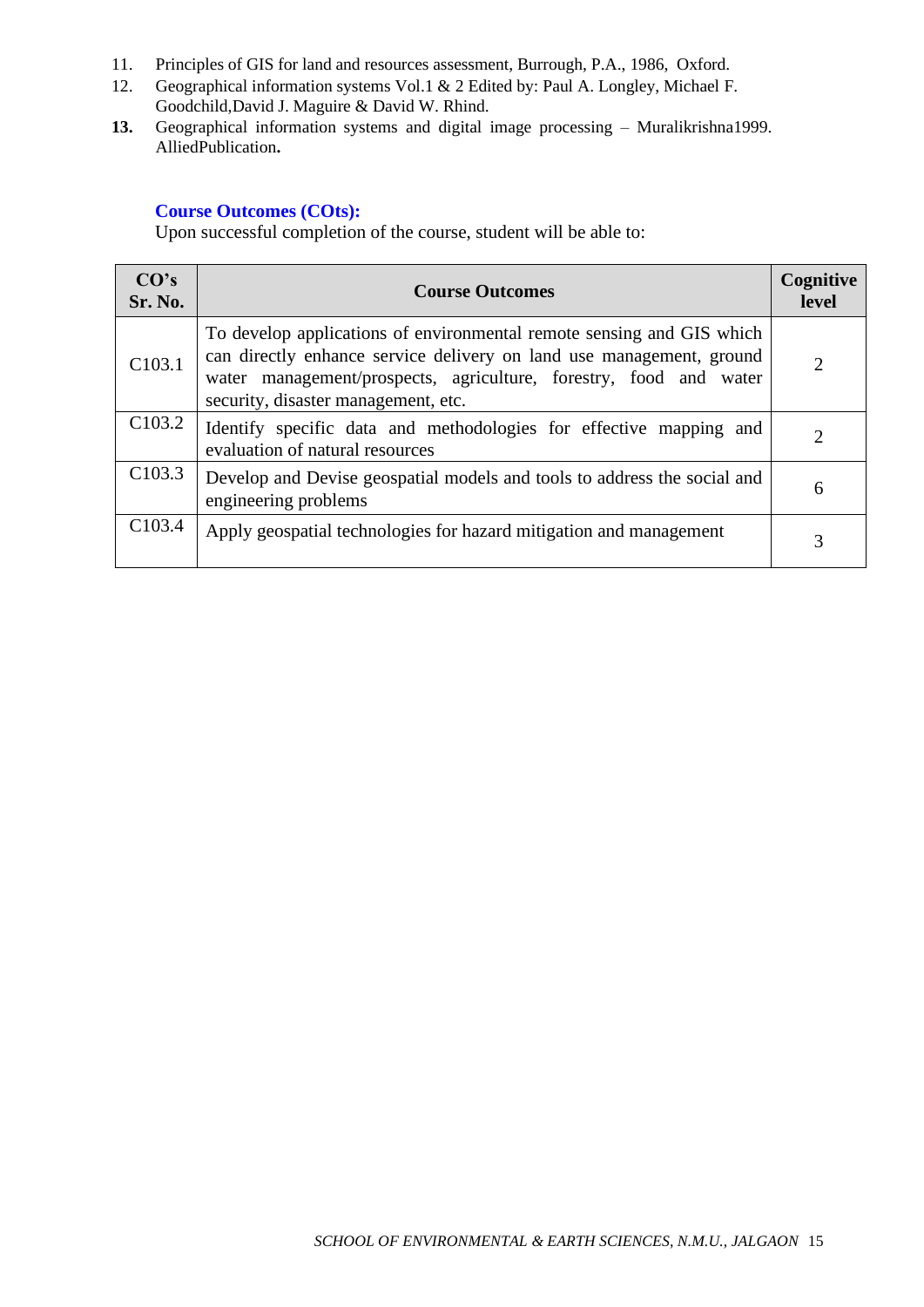11. Principles of GIS for land and resources assessment, Burrough, P.A., 1986, Oxford.
12. Geographical information systems Vol.1 & 2 Edited by: Paul A. Longley, Michael F. Goodchild,David J. Maguire & David W. Rhind.
13. Geographical information systems and digital image processing – Muralikrishna1999. AlliedPublication.

**Course Outcomes (COts):**

Upon successful completion of the course, student will be able to:

| CO's Sr. No. | Course Outcomes | Cognitive level |
|---|---|---|
| C103.1 | To develop applications of environmental remote sensing and GIS which can directly enhance service delivery on land use management, ground water management/prospects, agriculture, forestry, food and water security, disaster management, etc. | 2 |
| C103.2 | Identify specific data and methodologies for effective mapping and evaluation of natural resources | 2 |
| C103.3 | Develop and Devise geospatial models and tools to address the social and engineering problems | 6 |
| C103.4 | Apply geospatial technologies for hazard mitigation and management | 3 |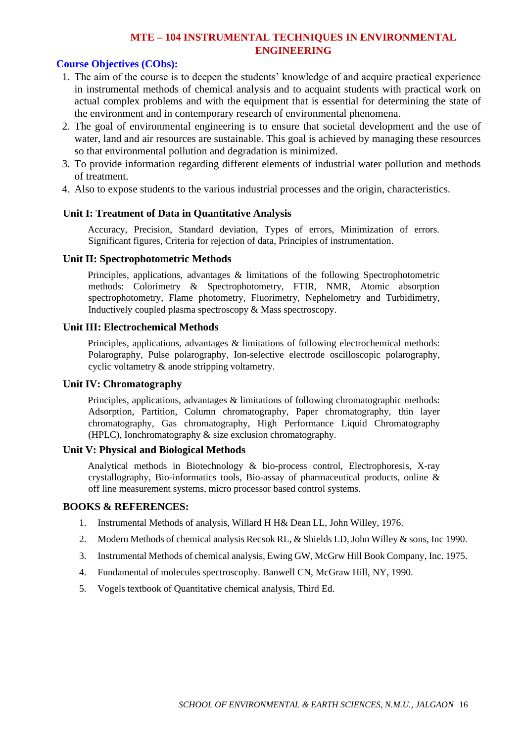# MTE – 104 INSTRUMENTAL TECHNIQUES IN ENVIRONMENTAL ENGINEERING

**Course Objectives (CObs):**

1. The aim of the course is to deepen the students' knowledge of and acquire practical experience in instrumental methods of chemical analysis and to acquaint students with practical work on actual complex problems and with the equipment that is essential for determining the state of the environment and in contemporary research of environmental phenomena.
2. The goal of environmental engineering is to ensure that societal development and the use of water, land and air resources are sustainable. This goal is achieved by managing these resources so that environmental pollution and degradation is minimized.
3. To provide information regarding different elements of industrial water pollution and methods of treatment.
4. Also to expose students to the various industrial processes and the origin, characteristics.

### Unit I: Treatment of Data in Quantitative Analysis

Accuracy, Precision, Standard deviation, Types of errors, Minimization of errors. Significant figures, Criteria for rejection of data, Principles of instrumentation.

### Unit II: Spectrophotometric Methods

Principles, applications, advantages & limitations of the following Spectrophotometric methods: Colorimetry & Spectrophotometry, FTIR, NMR, Atomic absorption spectrophotometry, Flame photometry, Fluorimetry, Nephelometry and Turbidimetry, Inductively coupled plasma spectroscopy & Mass spectroscopy.

### Unit III: Electrochemical Methods

Principles, applications, advantages & limitations of following electrochemical methods: Polarography, Pulse polarography, Ion-selective electrode oscilloscopic polarography, cyclic voltametry & anode stripping voltametry.

### Unit IV: Chromatography

Principles, applications, advantages & limitations of following chromatographic methods: Adsorption, Partition, Column chromatography, Paper chromatography, thin layer chromatography, Gas chromatography, High Performance Liquid Chromatography (HPLC), Ionchromatography & size exclusion chromatography.

### Unit V: Physical and Biological Methods

Analytical methods in Biotechnology & bio-process control, Electrophoresis, X-ray crystallography, Bio-informatics tools, Bio-assay of pharmaceutical products, online & off line measurement systems, micro processor based control systems.

### BOOKS & REFERENCES:

1. Instrumental Methods of analysis, Willard H H& Dean LL, John Willey, 1976.
2. Modern Methods of chemical analysis Recsok RL, & Shields LD, John Willey & sons, Inc 1990.
3. Instrumental Methods of chemical analysis, Ewing GW, McGrw Hill Book Company, Inc. 1975.
4. Fundamental of molecules spectroscophy. Banwell CN, McGraw Hill, NY, 1990.
5. Vogels textbook of Quantitative chemical analysis, Third Ed.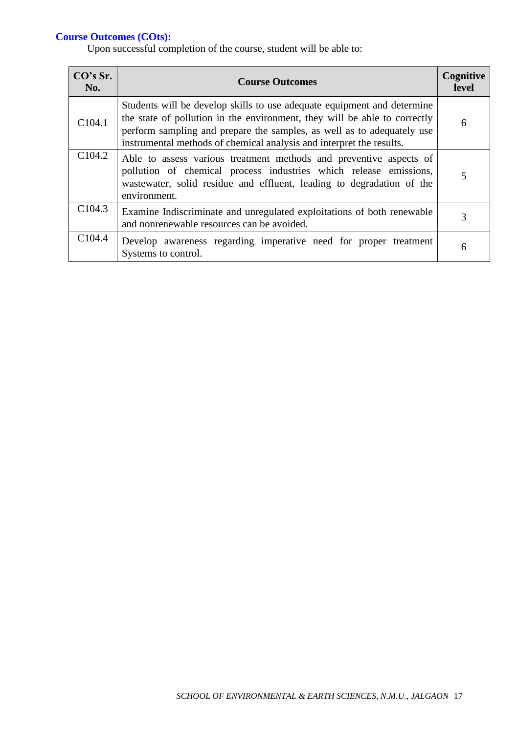**Course Outcomes (COts):**

Upon successful completion of the course, student will be able to:

| CO's Sr. No. | Course Outcomes | Cognitive level |
|---|---|---|
| C104.1 | Students will be develop skills to use adequate equipment and determine the state of pollution in the environment, they will be able to correctly perform sampling and prepare the samples, as well as to adequately use instrumental methods of chemical analysis and interpret the results. | 6 |
| C104.2 | Able to assess various treatment methods and preventive aspects of pollution of chemical process industries which release emissions, wastewater, solid residue and effluent, leading to degradation of the environment. | 5 |
| C104.3 | Examine Indiscriminate and unregulated exploitations of both renewable and nonrenewable resources can be avoided. | 3 |
| C104.4 | Develop awareness regarding imperative need for proper treatment Systems to control. | 6 |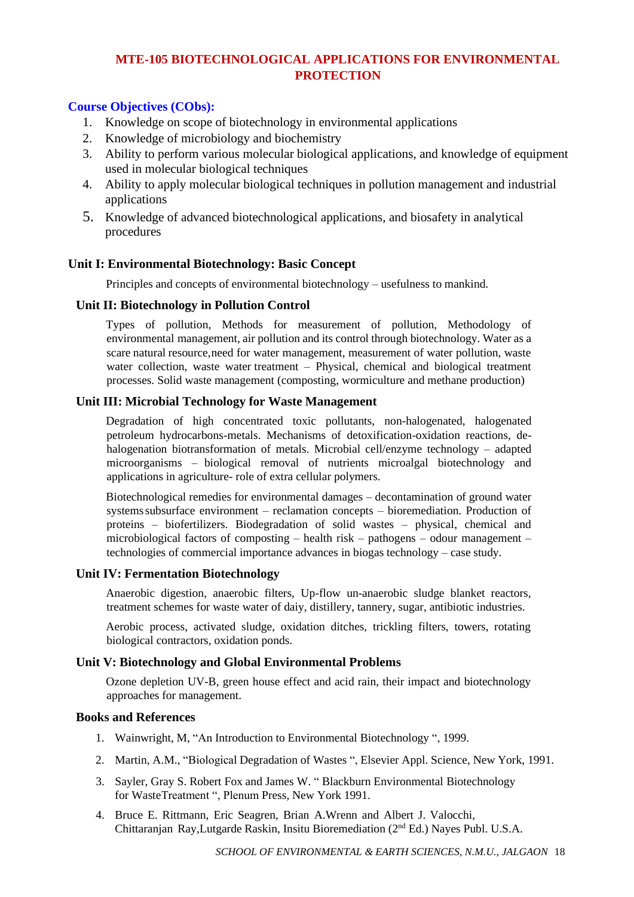# MTE-105 BIOTECHNOLOGICAL APPLICATIONS FOR ENVIRONMENTAL PROTECTION

**Course Objectives (CObs):**

1. Knowledge on scope of biotechnology in environmental applications
2. Knowledge of microbiology and biochemistry
3. Ability to perform various molecular biological applications, and knowledge of equipment used in molecular biological techniques
4. Ability to apply molecular biological techniques in pollution management and industrial applications
5. Knowledge of advanced biotechnological applications, and biosafety in analytical procedures

## Unit I: Environmental Biotechnology: Basic Concept

Principles and concepts of environmental biotechnology – usefulness to mankind.

## Unit II: Biotechnology in Pollution Control

Types of pollution, Methods for measurement of pollution, Methodology of environmental management, air pollution and its control through biotechnology. Water as a scare natural resource,need for water management, measurement of water pollution, waste water collection, waste water treatment – Physical, chemical and biological treatment processes. Solid waste management (composting, wormiculture and methane production)

## Unit III: Microbial Technology for Waste Management

Degradation of high concentrated toxic pollutants, non-halogenated, halogenated petroleum hydrocarbons-metals. Mechanisms of detoxification-oxidation reactions, de-halogenation biotransformation of metals. Microbial cell/enzyme technology – adapted microorganisms – biological removal of nutrients microalgal biotechnology and applications in agriculture- role of extra cellular polymers.

Biotechnological remedies for environmental damages – decontamination of ground water systems subsurface environment – reclamation concepts – bioremediation. Production of proteins – biofertilizers. Biodegradation of solid wastes – physical, chemical and microbiological factors of composting – health risk – pathogens – odour management – technologies of commercial importance advances in biogas technology – case study.

## Unit IV: Fermentation Biotechnology

Anaerobic digestion, anaerobic filters, Up-flow un-anaerobic sludge blanket reactors, treatment schemes for waste water of daiy, distillery, tannery, sugar, antibiotic industries.

Aerobic process, activated sludge, oxidation ditches, trickling filters, towers, rotating biological contractors, oxidation ponds.

## Unit V: Biotechnology and Global Environmental Problems

Ozone depletion UV-B, green house effect and acid rain, their impact and biotechnology approaches for management.

## Books and References

1. Wainwright, M, "An Introduction to Environmental Biotechnology ", 1999.
2. Martin, A.M., "Biological Degradation of Wastes ", Elsevier Appl. Science, New York, 1991.
3. Sayler, Gray S. Robert Fox and James W. " Blackburn Environmental Biotechnology for WasteTreatment ", Plenum Press, New York 1991.
4. Bruce E. Rittmann, Eric Seagren, Brian A.Wrenn and Albert J. Valocchi, Chittaranjan Ray,Lutgarde Raskin, Insitu Bioremediation (2nd Ed.) Nayes Publ. U.S.A.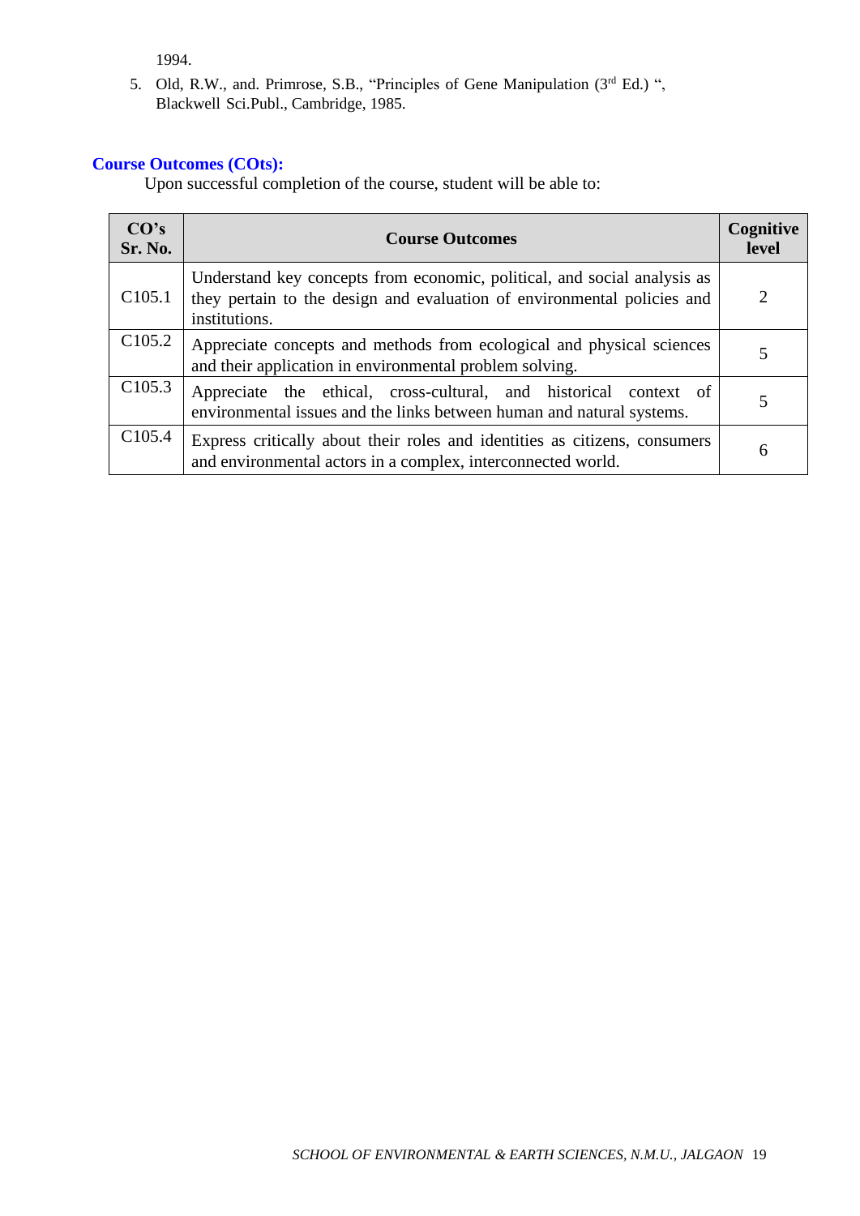1994.

5. Old, R.W., and. Primrose, S.B., "Principles of Gene Manipulation (3rd Ed.) ", Blackwell Sci.Publ., Cambridge, 1985.

## Course Outcomes (COts):

Upon successful completion of the course, student will be able to:

| CO's Sr. No. | Course Outcomes | Cognitive level |
|---|---|---|
| C105.1 | Understand key concepts from economic, political, and social analysis as they pertain to the design and evaluation of environmental policies and institutions. | 2 |
| C105.2 | Appreciate concepts and methods from ecological and physical sciences and their application in environmental problem solving. | 5 |
| C105.3 | Appreciate the ethical, cross-cultural, and historical context of environmental issues and the links between human and natural systems. | 5 |
| C105.4 | Express critically about their roles and identities as citizens, consumers and environmental actors in a complex, interconnected world. | 6 |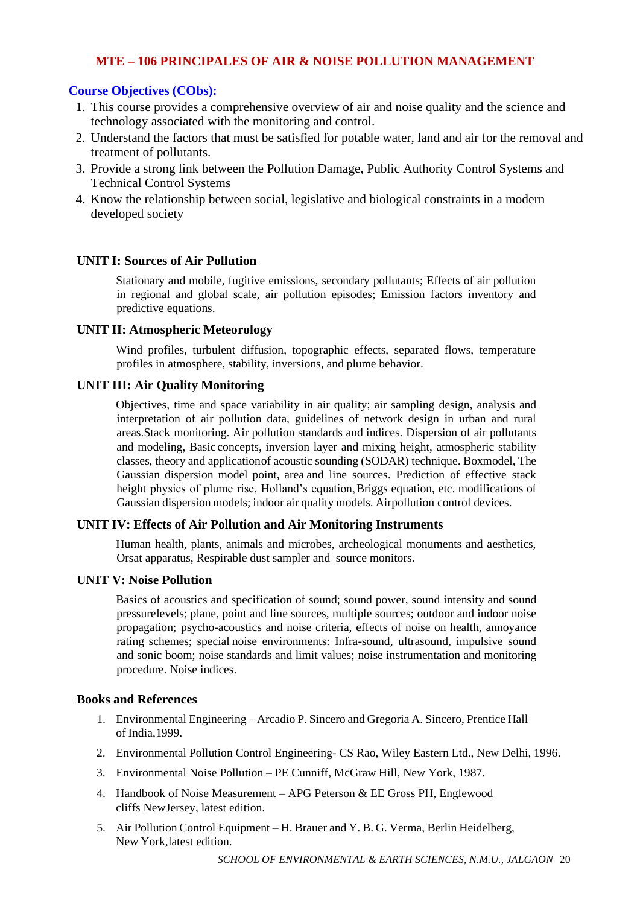## MTE – 106 PRINCIPALES OF AIR & NOISE POLLUTION MANAGEMENT

### Course Objectives (CObs):

1. This course provides a comprehensive overview of air and noise quality and the science and technology associated with the monitoring and control.
2. Understand the factors that must be satisfied for potable water, land and air for the removal and treatment of pollutants.
3. Provide a strong link between the Pollution Damage, Public Authority Control Systems and Technical Control Systems
4. Know the relationship between social, legislative and biological constraints in a modern developed society

### UNIT I: Sources of Air Pollution

Stationary and mobile, fugitive emissions, secondary pollutants; Effects of air pollution in regional and global scale, air pollution episodes; Emission factors inventory and predictive equations.

### UNIT II: Atmospheric Meteorology

Wind profiles, turbulent diffusion, topographic effects, separated flows, temperature profiles in atmosphere, stability, inversions, and plume behavior.

### UNIT III: Air Quality Monitoring

Objectives, time and space variability in air quality; air sampling design, analysis and interpretation of air pollution data, guidelines of network design in urban and rural areas.Stack monitoring. Air pollution standards and indices. Dispersion of air pollutants and modeling, Basic concepts, inversion layer and mixing height, atmospheric stability classes, theory and applicationof acoustic sounding (SODAR) technique. Boxmodel, The Gaussian dispersion model point, area and line sources. Prediction of effective stack height physics of plume rise, Holland's equation, Briggs equation, etc. modifications of Gaussian dispersion models; indoor air quality models. Airpollution control devices.

### UNIT IV: Effects of Air Pollution and Air Monitoring Instruments

Human health, plants, animals and microbes, archeological monuments and aesthetics, Orsat apparatus, Respirable dust sampler and source monitors.

### UNIT V: Noise Pollution

Basics of acoustics and specification of sound; sound power, sound intensity and sound pressurelevels; plane, point and line sources, multiple sources; outdoor and indoor noise propagation; psycho-acoustics and noise criteria, effects of noise on health, annoyance rating schemes; special noise environments: Infra-sound, ultrasound, impulsive sound and sonic boom; noise standards and limit values; noise instrumentation and monitoring procedure. Noise indices.

### Books and References

1. Environmental Engineering – Arcadio P. Sincero and Gregoria A. Sincero, Prentice Hall of India,1999.
2. Environmental Pollution Control Engineering- CS Rao, Wiley Eastern Ltd., New Delhi, 1996.
3. Environmental Noise Pollution – PE Cunniff, McGraw Hill, New York, 1987.
4. Handbook of Noise Measurement – APG Peterson & EE Gross PH, Englewood cliffs NewJersey, latest edition.
5. Air Pollution Control Equipment – H. Brauer and Y. B. G. Verma, Berlin Heidelberg, New York,latest edition.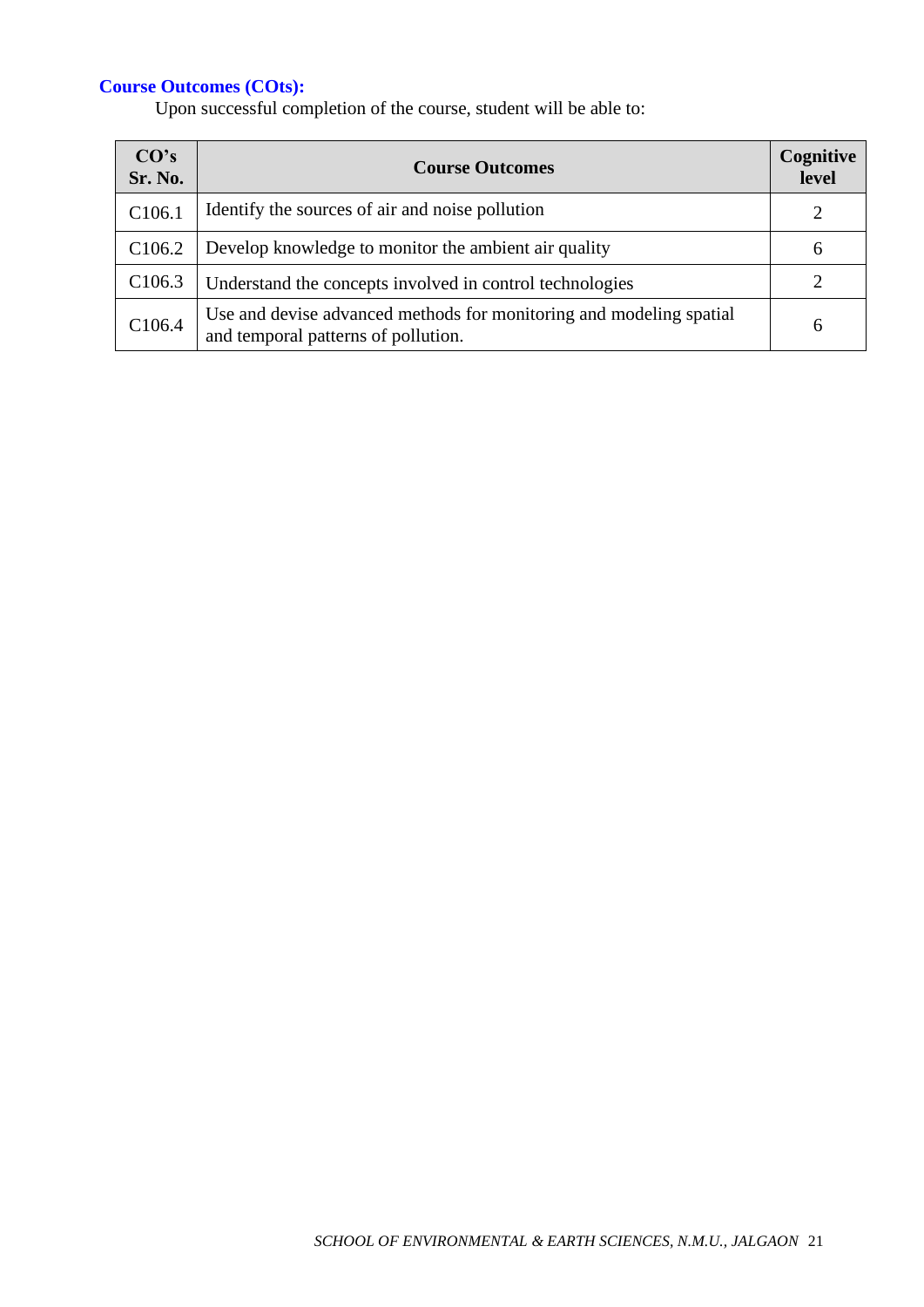**Course Outcomes (COts):**

Upon successful completion of the course, student will be able to:

| CO's Sr. No. | Course Outcomes | Cognitive level |
|---|---|---|
| C106.1 | Identify the sources of air and noise pollution | 2 |
| C106.2 | Develop knowledge to monitor the ambient air quality | 6 |
| C106.3 | Understand the concepts involved in control technologies | 2 |
| C106.4 | Use and devise advanced methods for monitoring and modeling spatial and temporal patterns of pollution. | 6 |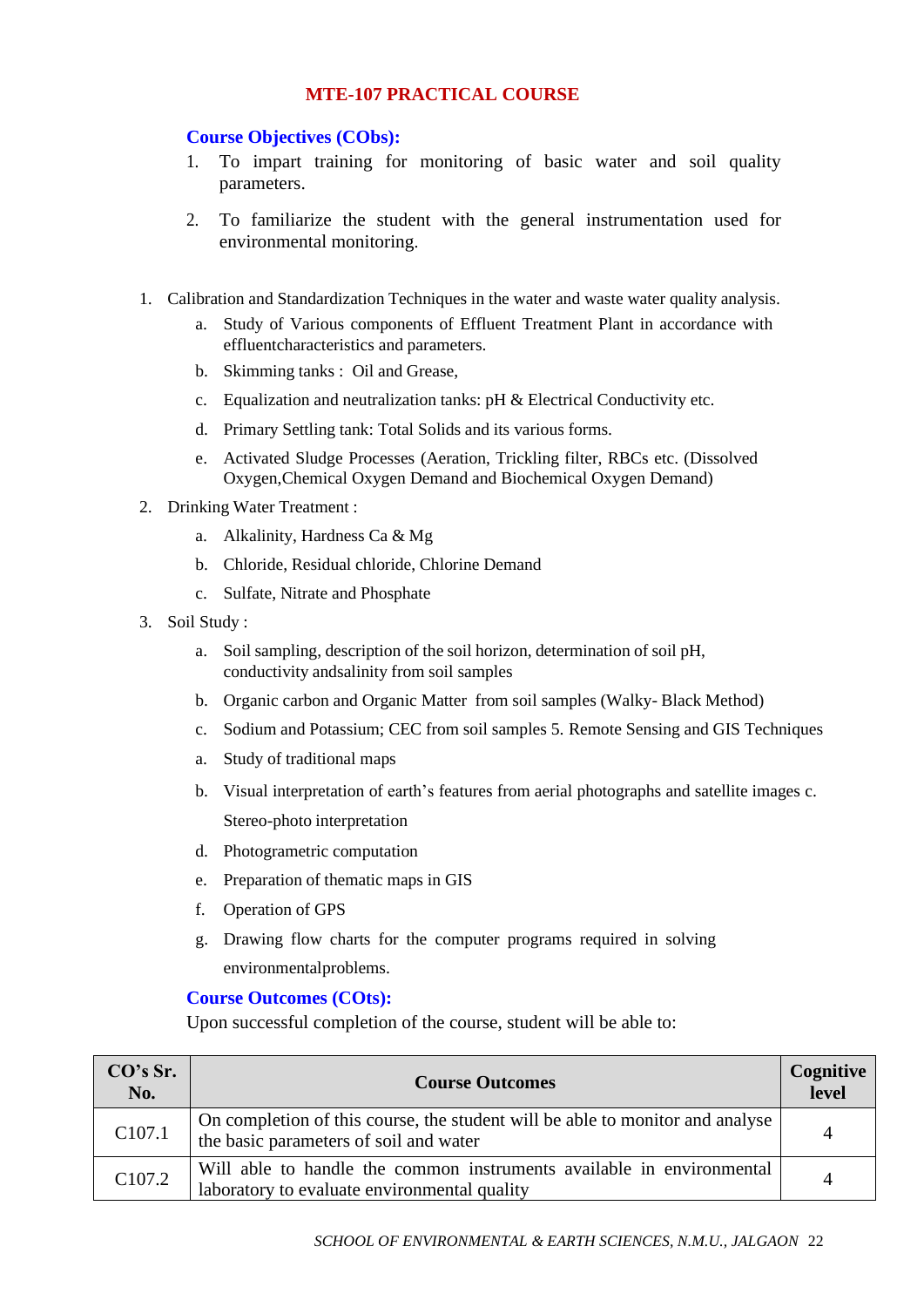## MTE-107 PRACTICAL COURSE

**Course Objectives (CObs):**

1. To impart training for monitoring of basic water and soil quality parameters.
2. To familiarize the student with the general instrumentation used for environmental monitoring.

1. Calibration and Standardization Techniques in the water and waste water quality analysis.
   a. Study of Various components of Effluent Treatment Plant in accordance with effluentcharacteristics and parameters.
   b. Skimming tanks : Oil and Grease,
   c. Equalization and neutralization tanks: pH & Electrical Conductivity etc.
   d. Primary Settling tank: Total Solids and its various forms.
   e. Activated Sludge Processes (Aeration, Trickling filter, RBCs etc. (Dissolved Oxygen,Chemical Oxygen Demand and Biochemical Oxygen Demand)
2. Drinking Water Treatment :
   a. Alkalinity, Hardness Ca & Mg
   b. Chloride, Residual chloride, Chlorine Demand
   c. Sulfate, Nitrate and Phosphate
3. Soil Study :
   a. Soil sampling, description of the soil horizon, determination of soil pH, conductivity andsalinity from soil samples
   b. Organic carbon and Organic Matter from soil samples (Walky- Black Method)
   c. Sodium and Potassium; CEC from soil samples 5. Remote Sensing and GIS Techniques
   a. Study of traditional maps
   b. Visual interpretation of earth's features from aerial photographs and satellite images c. Stereo-photo interpretation
   d. Photogrametric computation
   e. Preparation of thematic maps in GIS
   f. Operation of GPS
   g. Drawing flow charts for the computer programs required in solving environmentalproblems.

**Course Outcomes (COts):**

Upon successful completion of the course, student will be able to:

| CO's Sr. No. | Course Outcomes | Cognitive level |
|---|---|---|
| C107.1 | On completion of this course, the student will be able to monitor and analyse the basic parameters of soil and water | 4 |
| C107.2 | Will able to handle the common instruments available in environmental laboratory to evaluate environmental quality | 4 |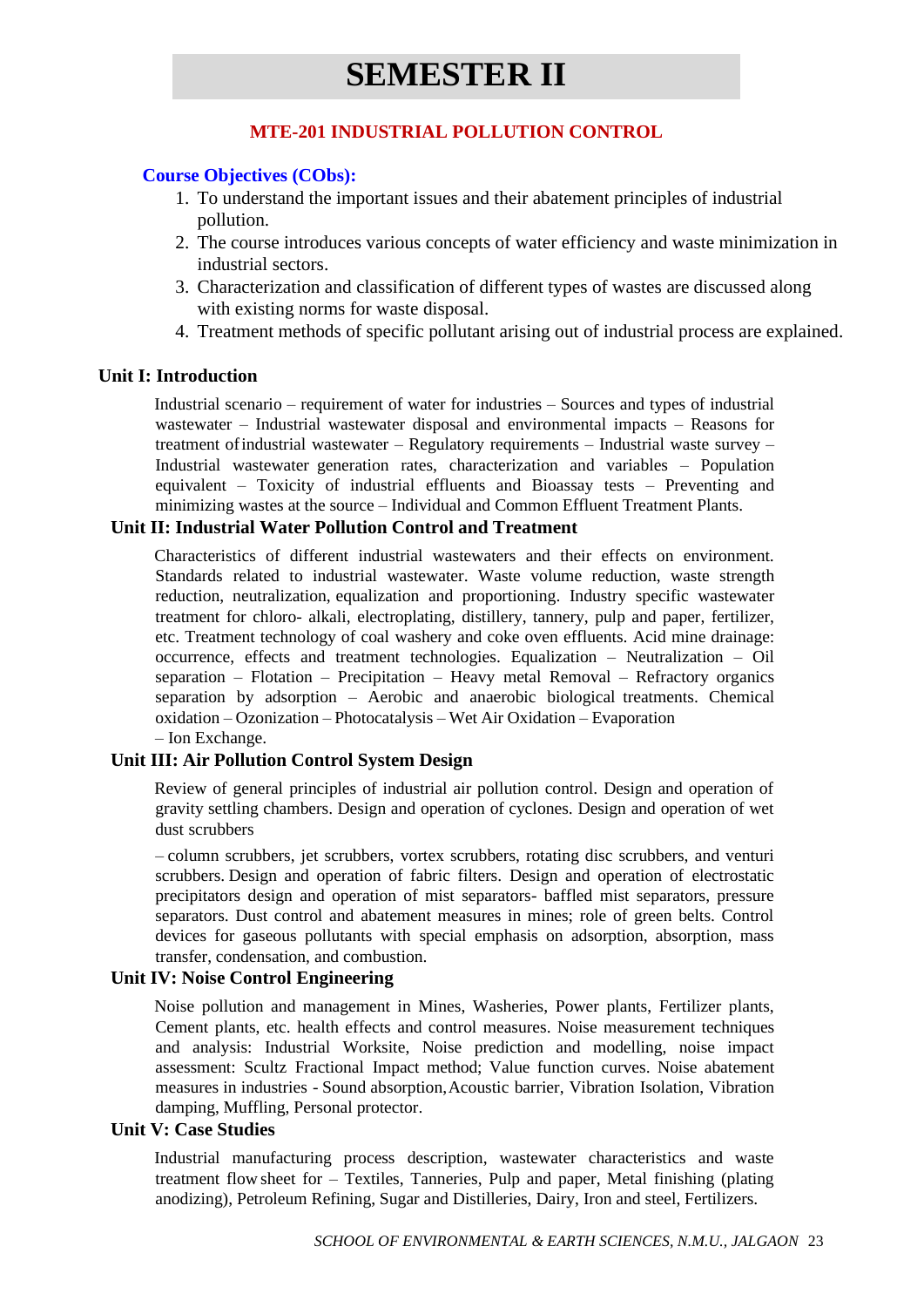# SEMESTER II

## MTE-201 INDUSTRIAL POLLUTION CONTROL

**Course Objectives (CObs):**

1. To understand the important issues and their abatement principles of industrial pollution.
2. The course introduces various concepts of water efficiency and waste minimization in industrial sectors.
3. Characterization and classification of different types of wastes are discussed along with existing norms for waste disposal.
4. Treatment methods of specific pollutant arising out of industrial process are explained.

### Unit I: Introduction

Industrial scenario – requirement of water for industries – Sources and types of industrial wastewater – Industrial wastewater disposal and environmental impacts – Reasons for treatment of industrial wastewater – Regulatory requirements – Industrial waste survey – Industrial wastewater generation rates, characterization and variables – Population equivalent – Toxicity of industrial effluents and Bioassay tests – Preventing and minimizing wastes at the source – Individual and Common Effluent Treatment Plants.

### Unit II: Industrial Water Pollution Control and Treatment

Characteristics of different industrial wastewaters and their effects on environment. Standards related to industrial wastewater. Waste volume reduction, waste strength reduction, neutralization, equalization and proportioning. Industry specific wastewater treatment for chloro- alkali, electroplating, distillery, tannery, pulp and paper, fertilizer, etc. Treatment technology of coal washery and coke oven effluents. Acid mine drainage: occurrence, effects and treatment technologies. Equalization – Neutralization – Oil separation – Flotation – Precipitation – Heavy metal Removal – Refractory organics separation by adsorption – Aerobic and anaerobic biological treatments. Chemical oxidation – Ozonization – Photocatalysis – Wet Air Oxidation – Evaporation – Ion Exchange.

### Unit III: Air Pollution Control System Design

Review of general principles of industrial air pollution control. Design and operation of gravity settling chambers. Design and operation of cyclones. Design and operation of wet dust scrubbers

– column scrubbers, jet scrubbers, vortex scrubbers, rotating disc scrubbers, and venturi scrubbers. Design and operation of fabric filters. Design and operation of electrostatic precipitators design and operation of mist separators- baffled mist separators, pressure separators. Dust control and abatement measures in mines; role of green belts. Control devices for gaseous pollutants with special emphasis on adsorption, absorption, mass transfer, condensation, and combustion.

### Unit IV: Noise Control Engineering

Noise pollution and management in Mines, Washeries, Power plants, Fertilizer plants, Cement plants, etc. health effects and control measures. Noise measurement techniques and analysis: Industrial Worksite, Noise prediction and modelling, noise impact assessment: Scultz Fractional Impact method; Value function curves. Noise abatement measures in industries - Sound absorption, Acoustic barrier, Vibration Isolation, Vibration damping, Muffling, Personal protector.

### Unit V: Case Studies

Industrial manufacturing process description, wastewater characteristics and waste treatment flow sheet for – Textiles, Tanneries, Pulp and paper, Metal finishing (plating anodizing), Petroleum Refining, Sugar and Distilleries, Dairy, Iron and steel, Fertilizers.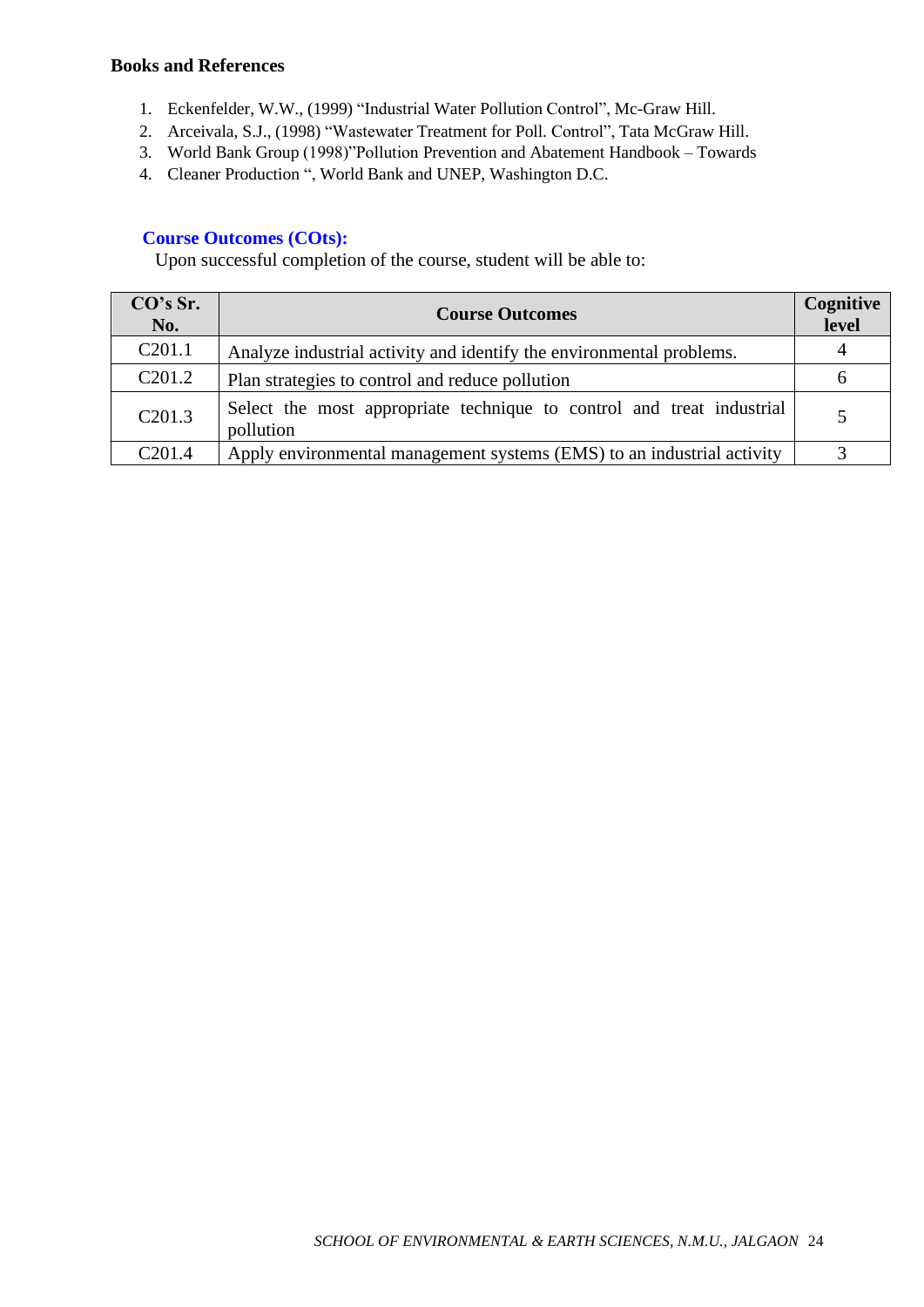**Books and References**

1. Eckenfelder, W.W., (1999) "Industrial Water Pollution Control", Mc-Graw Hill.
2. Arceivala, S.J., (1998) "Wastewater Treatment for Poll. Control", Tata McGraw Hill.
3. World Bank Group (1998)"Pollution Prevention and Abatement Handbook – Towards
4. Cleaner Production ", World Bank and UNEP, Washington D.C.

**Course Outcomes (COts):**

Upon successful completion of the course, student will be able to:

| CO's Sr. No. | Course Outcomes | Cognitive level |
|---|---|---|
| C201.1 | Analyze industrial activity and identify the environmental problems. | 4 |
| C201.2 | Plan strategies to control and reduce pollution | 6 |
| C201.3 | Select the most appropriate technique to control and treat industrial pollution | 5 |
| C201.4 | Apply environmental management systems (EMS) to an industrial activity | 3 |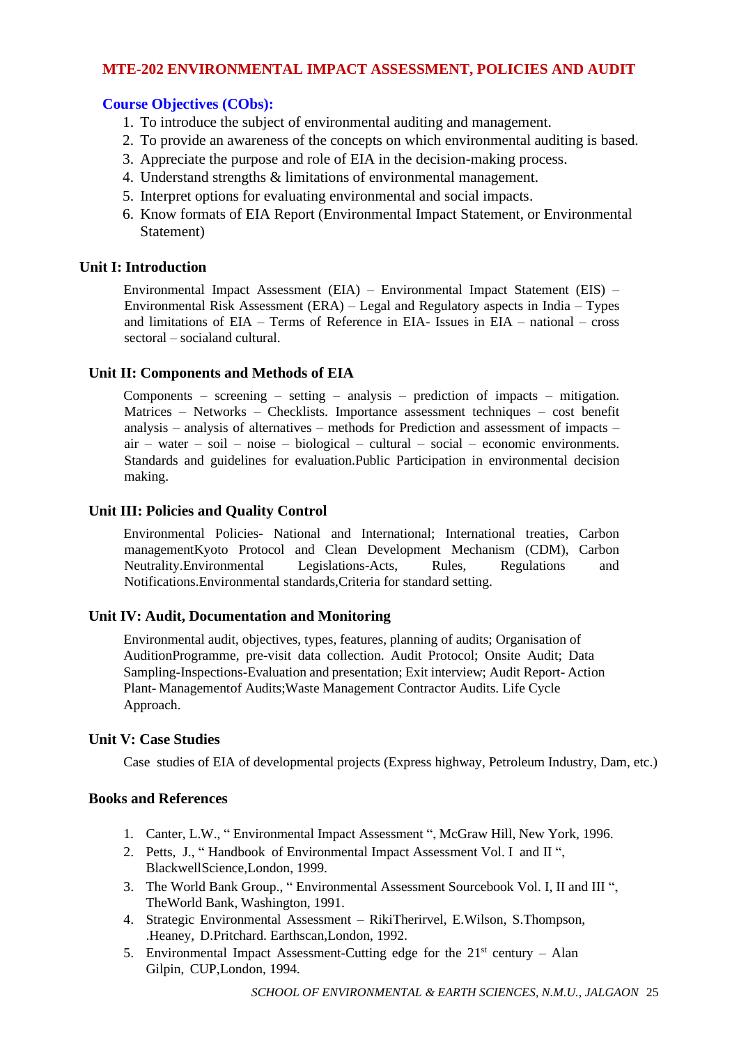## MTE-202 ENVIRONMENTAL IMPACT ASSESSMENT, POLICIES AND AUDIT

### Course Objectives (CObs):

1. To introduce the subject of environmental auditing and management.
2. To provide an awareness of the concepts on which environmental auditing is based.
3. Appreciate the purpose and role of EIA in the decision-making process.
4. Understand strengths & limitations of environmental management.
5. Interpret options for evaluating environmental and social impacts.
6. Know formats of EIA Report (Environmental Impact Statement, or Environmental Statement)

### Unit I: Introduction

Environmental Impact Assessment (EIA) – Environmental Impact Statement (EIS) – Environmental Risk Assessment (ERA) – Legal and Regulatory aspects in India – Types and limitations of EIA – Terms of Reference in EIA- Issues in EIA – national – cross sectoral – socialand cultural.

### Unit II: Components and Methods of EIA

Components – screening – setting – analysis – prediction of impacts – mitigation. Matrices – Networks – Checklists. Importance assessment techniques – cost benefit analysis – analysis of alternatives – methods for Prediction and assessment of impacts – air – water – soil – noise – biological – cultural – social – economic environments. Standards and guidelines for evaluation.Public Participation in environmental decision making.

### Unit III: Policies and Quality Control

Environmental Policies- National and International; International treaties, Carbon managementKyoto Protocol and Clean Development Mechanism (CDM), Carbon Neutrality.Environmental Legislations-Acts, Rules, Regulations and Notifications.Environmental standards,Criteria for standard setting.

### Unit IV: Audit, Documentation and Monitoring

Environmental audit, objectives, types, features, planning of audits; Organisation of AuditionProgramme, pre-visit data collection. Audit Protocol; Onsite Audit; Data Sampling-Inspections-Evaluation and presentation; Exit interview; Audit Report- Action Plant- Managementof Audits;Waste Management Contractor Audits. Life Cycle Approach.

### Unit V: Case Studies

Case studies of EIA of developmental projects (Express highway, Petroleum Industry, Dam, etc.)

### Books and References

1. Canter, L.W., " Environmental Impact Assessment ", McGraw Hill, New York, 1996.
2. Petts, J., " Handbook of Environmental Impact Assessment Vol. I and II ", BlackwellScience,London, 1999.
3. The World Bank Group., " Environmental Assessment Sourcebook Vol. I, II and III ", TheWorld Bank, Washington, 1991.
4. Strategic Environmental Assessment – RikiTherirvel, E.Wilson, S.Thompson, .Heaney, D.Pritchard. Earthscan,London, 1992.
5. Environmental Impact Assessment-Cutting edge for the 21st century – Alan Gilpin, CUP,London, 1994.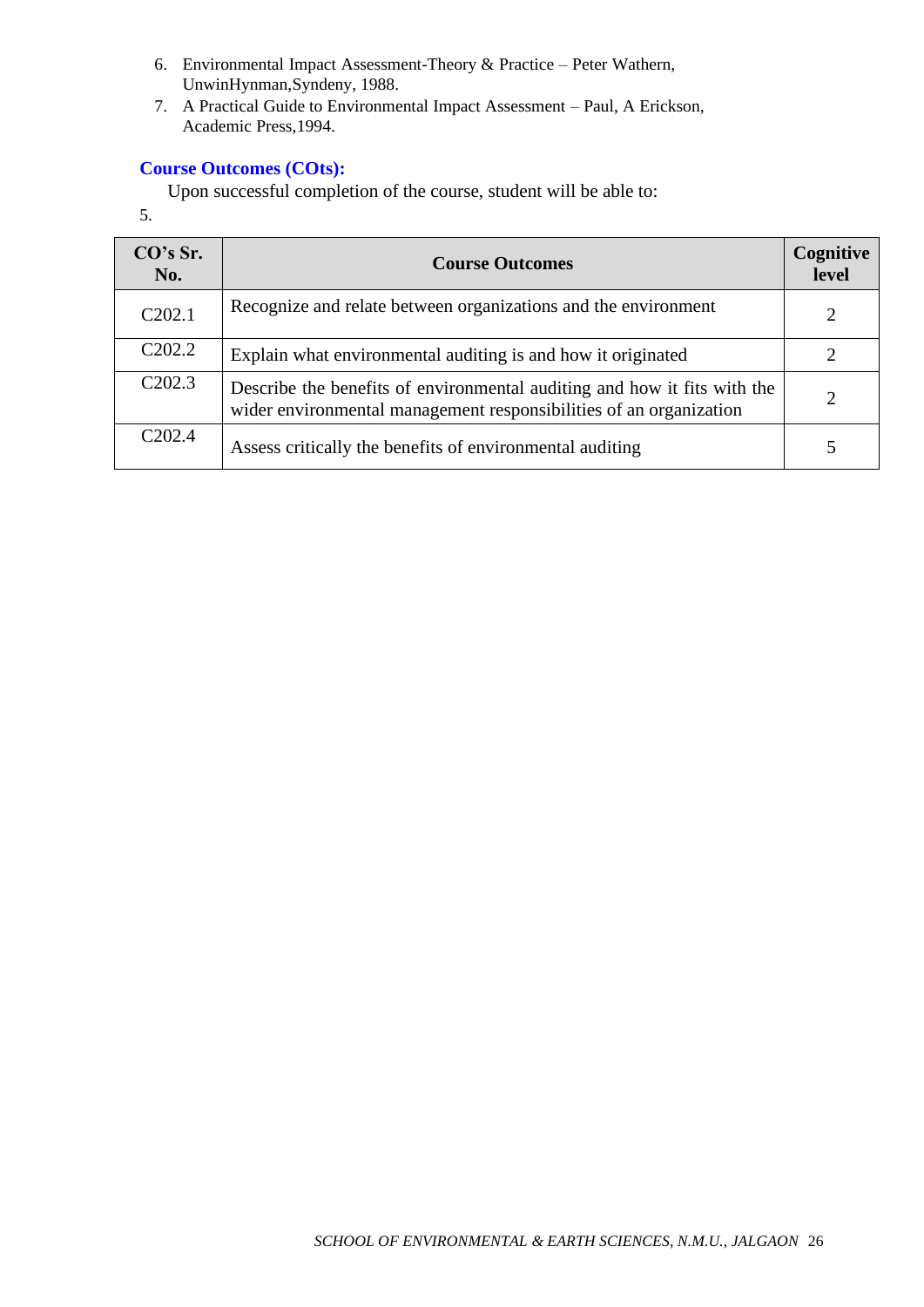6. Environmental Impact Assessment-Theory & Practice – Peter Wathern, UnwinHynman,Syndeny, 1988.
7. A Practical Guide to Environmental Impact Assessment – Paul, A Erickson, Academic Press,1994.

**Course Outcomes (COts):**

Upon successful completion of the course, student will be able to:

5.

| CO's Sr. No. | Course Outcomes | Cognitive level |
|---|---|---|
| C202.1 | Recognize and relate between organizations and the environment | 2 |
| C202.2 | Explain what environmental auditing is and how it originated | 2 |
| C202.3 | Describe the benefits of environmental auditing and how it fits with the wider environmental management responsibilities of an organization | 2 |
| C202.4 | Assess critically the benefits of environmental auditing | 5 |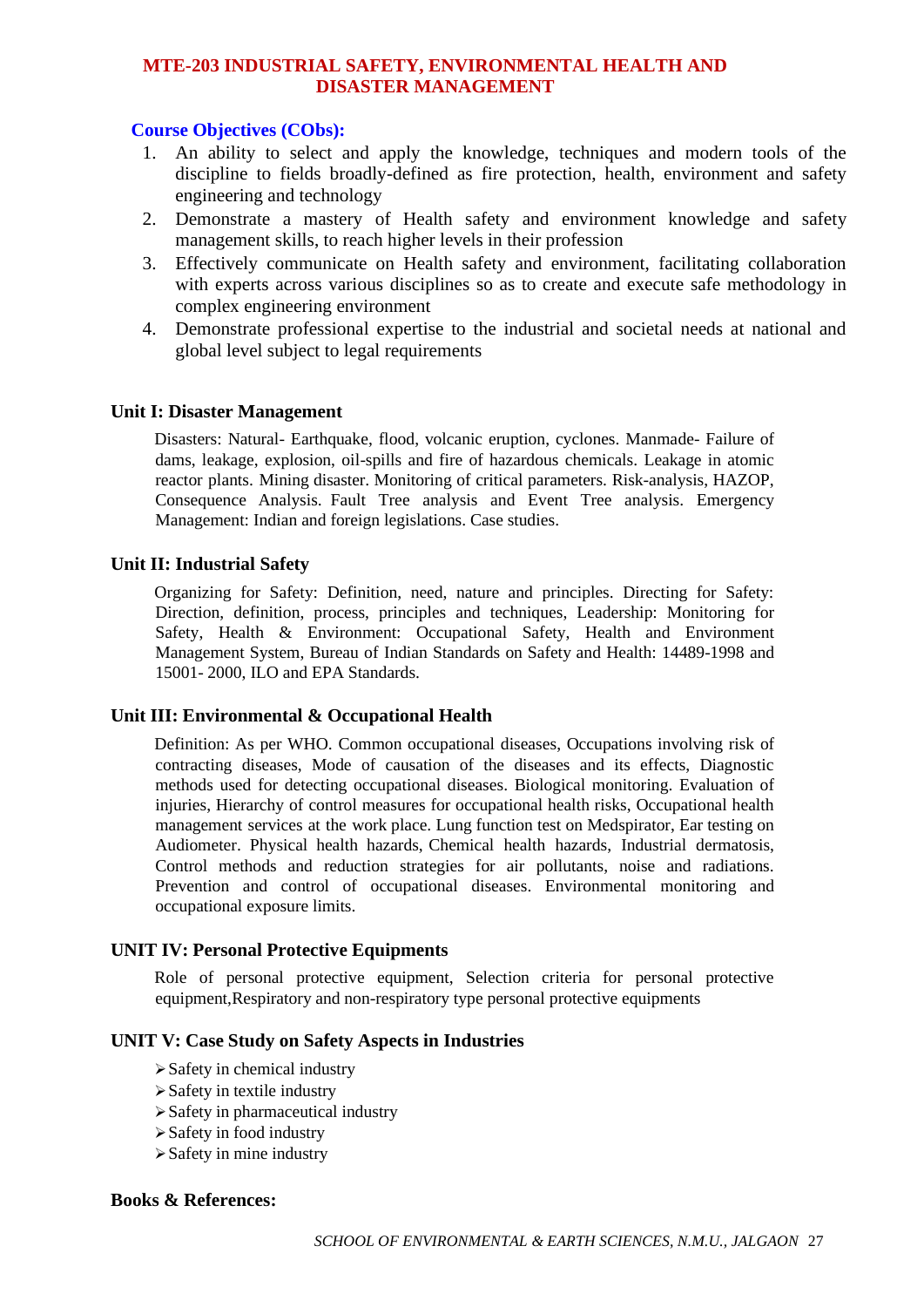# MTE-203 INDUSTRIAL SAFETY, ENVIRONMENTAL HEALTH AND DISASTER MANAGEMENT

## Course Objectives (CObs):

1. An ability to select and apply the knowledge, techniques and modern tools of the discipline to fields broadly-defined as fire protection, health, environment and safety engineering and technology
2. Demonstrate a mastery of Health safety and environment knowledge and safety management skills, to reach higher levels in their profession
3. Effectively communicate on Health safety and environment, facilitating collaboration with experts across various disciplines so as to create and execute safe methodology in complex engineering environment
4. Demonstrate professional expertise to the industrial and societal needs at national and global level subject to legal requirements

### Unit I: Disaster Management

Disasters: Natural- Earthquake, flood, volcanic eruption, cyclones. Manmade- Failure of dams, leakage, explosion, oil-spills and fire of hazardous chemicals. Leakage in atomic reactor plants. Mining disaster. Monitoring of critical parameters. Risk-analysis, HAZOP, Consequence Analysis. Fault Tree analysis and Event Tree analysis. Emergency Management: Indian and foreign legislations. Case studies.

### Unit II: Industrial Safety

Organizing for Safety: Definition, need, nature and principles. Directing for Safety: Direction, definition, process, principles and techniques, Leadership: Monitoring for Safety, Health & Environment: Occupational Safety, Health and Environment Management System, Bureau of Indian Standards on Safety and Health: 14489-1998 and 15001- 2000, ILO and EPA Standards.

### Unit III: Environmental & Occupational Health

Definition: As per WHO. Common occupational diseases, Occupations involving risk of contracting diseases, Mode of causation of the diseases and its effects, Diagnostic methods used for detecting occupational diseases. Biological monitoring. Evaluation of injuries, Hierarchy of control measures for occupational health risks, Occupational health management services at the work place. Lung function test on Medspirator, Ear testing on Audiometer. Physical health hazards, Chemical health hazards, Industrial dermatosis, Control methods and reduction strategies for air pollutants, noise and radiations. Prevention and control of occupational diseases. Environmental monitoring and occupational exposure limits.

### UNIT IV: Personal Protective Equipments

Role of personal protective equipment, Selection criteria for personal protective equipment,Respiratory and non-respiratory type personal protective equipments

### UNIT V: Case Study on Safety Aspects in Industries

- Safety in chemical industry
- Safety in textile industry
- Safety in pharmaceutical industry
- Safety in food industry
- Safety in mine industry

### Books & References: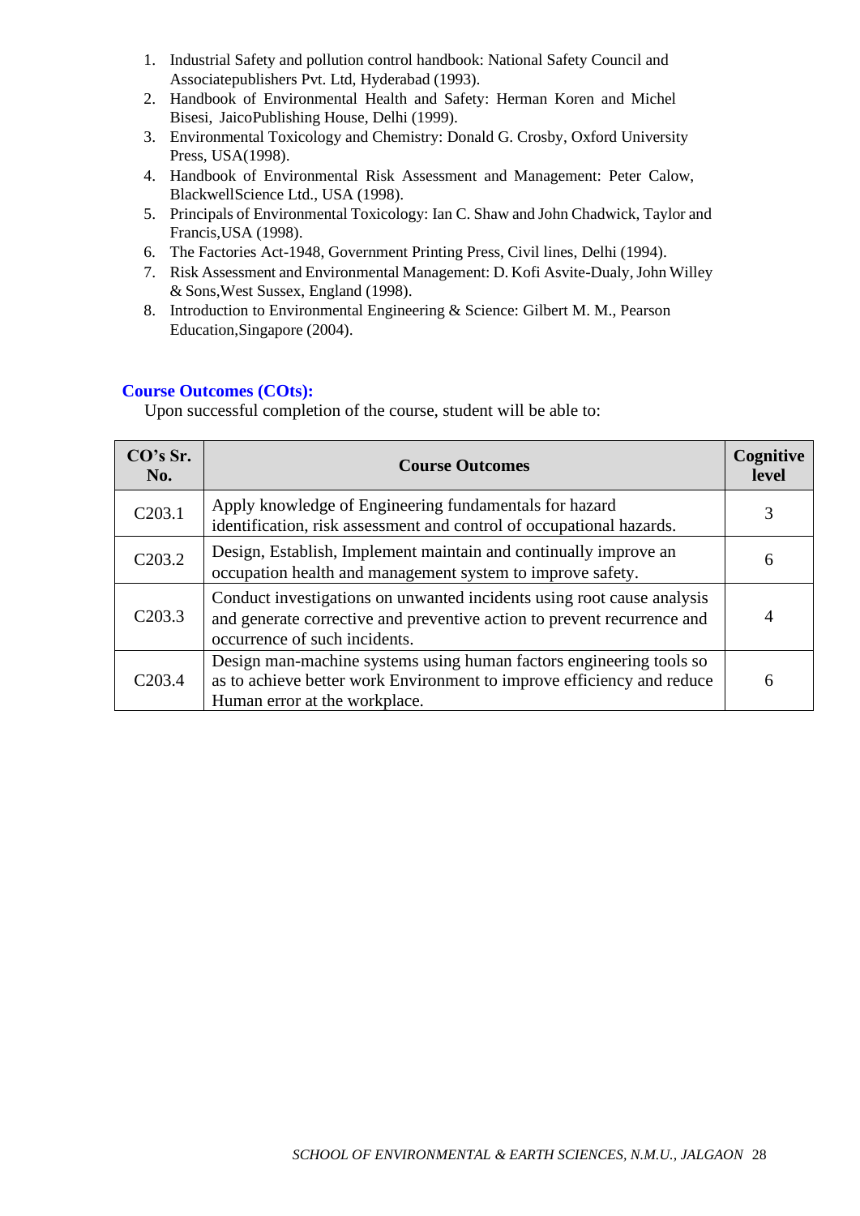1. Industrial Safety and pollution control handbook: National Safety Council and Associatepublishers Pvt. Ltd, Hyderabad (1993).
2. Handbook of Environmental Health and Safety: Herman Koren and Michel Bisesi, JaicoPublishing House, Delhi (1999).
3. Environmental Toxicology and Chemistry: Donald G. Crosby, Oxford University Press, USA(1998).
4. Handbook of Environmental Risk Assessment and Management: Peter Calow, BlackwellScience Ltd., USA (1998).
5. Principals of Environmental Toxicology: Ian C. Shaw and John Chadwick, Taylor and Francis,USA (1998).
6. The Factories Act-1948, Government Printing Press, Civil lines, Delhi (1994).
7. Risk Assessment and Environmental Management: D. Kofi Asvite-Dualy, John Willey & Sons,West Sussex, England (1998).
8. Introduction to Environmental Engineering & Science: Gilbert M. M., Pearson Education,Singapore (2004).

### Course Outcomes (COts):

Upon successful completion of the course, student will be able to:

| CO's Sr. No. | Course Outcomes | Cognitive level |
|---|---|---|
| C203.1 | Apply knowledge of Engineering fundamentals for hazard identification, risk assessment and control of occupational hazards. | 3 |
| C203.2 | Design, Establish, Implement maintain and continually improve an occupation health and management system to improve safety. | 6 |
| C203.3 | Conduct investigations on unwanted incidents using root cause analysis and generate corrective and preventive action to prevent recurrence and occurrence of such incidents. | 4 |
| C203.4 | Design man-machine systems using human factors engineering tools so as to achieve better work Environment to improve efficiency and reduce Human error at the workplace. | 6 |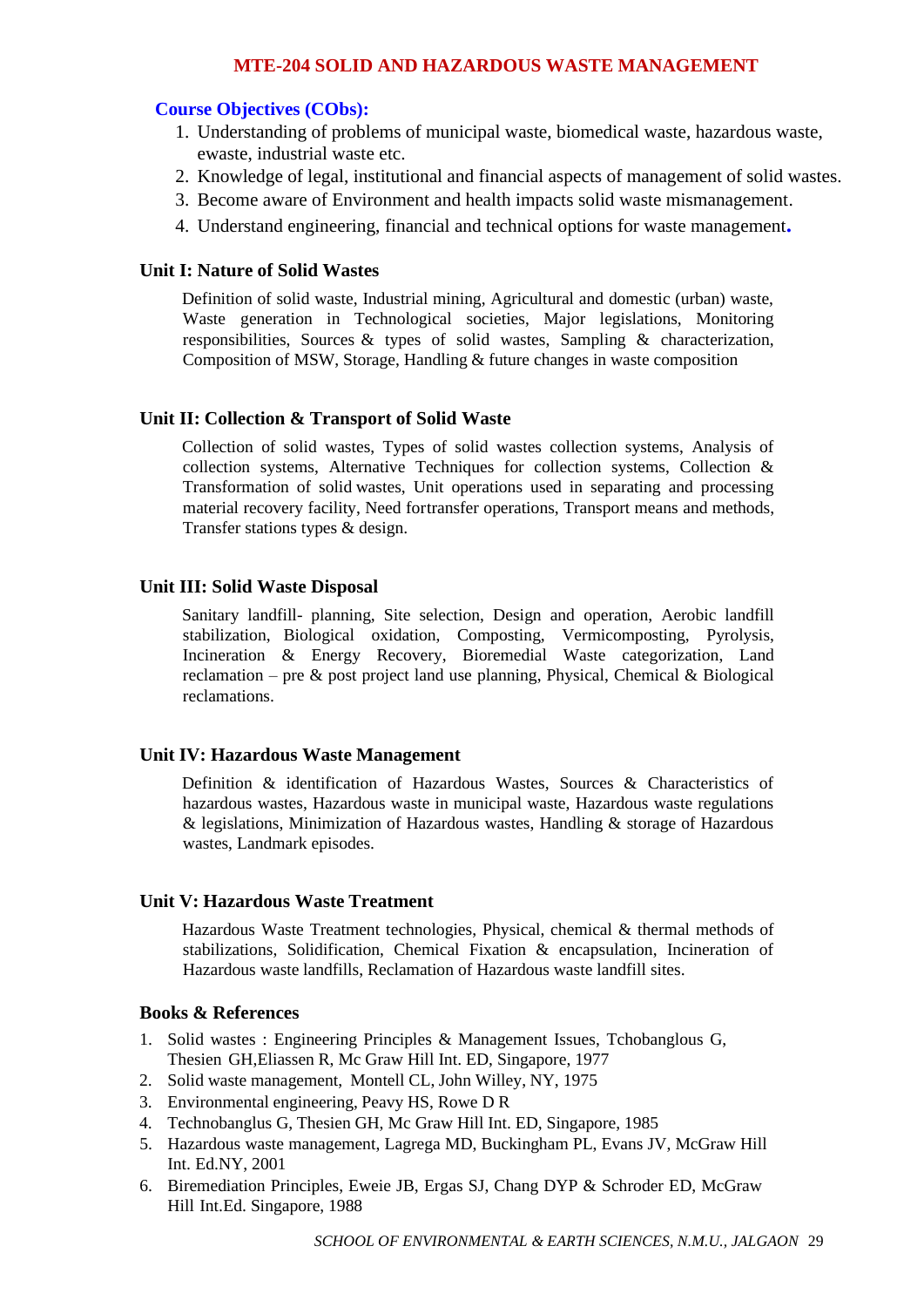## MTE-204 SOLID AND HAZARDOUS WASTE MANAGEMENT

**Course Objectives (CObs):**

1. Understanding of problems of municipal waste, biomedical waste, hazardous waste, ewaste, industrial waste etc.
2. Knowledge of legal, institutional and financial aspects of management of solid wastes.
3. Become aware of Environment and health impacts solid waste mismanagement.
4. Understand engineering, financial and technical options for waste management.

### Unit I: Nature of Solid Wastes

Definition of solid waste, Industrial mining, Agricultural and domestic (urban) waste, Waste generation in Technological societies, Major legislations, Monitoring responsibilities, Sources & types of solid wastes, Sampling & characterization, Composition of MSW, Storage, Handling & future changes in waste composition

### Unit II: Collection & Transport of Solid Waste

Collection of solid wastes, Types of solid wastes collection systems, Analysis of collection systems, Alternative Techniques for collection systems, Collection & Transformation of solid wastes, Unit operations used in separating and processing material recovery facility, Need fortransfer operations, Transport means and methods, Transfer stations types & design.

### Unit III: Solid Waste Disposal

Sanitary landfill- planning, Site selection, Design and operation, Aerobic landfill stabilization, Biological oxidation, Composting, Vermicomposting, Pyrolysis, Incineration & Energy Recovery, Bioremedial Waste categorization, Land reclamation – pre & post project land use planning, Physical, Chemical & Biological reclamations.

### Unit IV: Hazardous Waste Management

Definition & identification of Hazardous Wastes, Sources & Characteristics of hazardous wastes, Hazardous waste in municipal waste, Hazardous waste regulations & legislations, Minimization of Hazardous wastes, Handling & storage of Hazardous wastes, Landmark episodes.

### Unit V: Hazardous Waste Treatment

Hazardous Waste Treatment technologies, Physical, chemical & thermal methods of stabilizations, Solidification, Chemical Fixation & encapsulation, Incineration of Hazardous waste landfills, Reclamation of Hazardous waste landfill sites.

### Books & References

1. Solid wastes : Engineering Principles & Management Issues, Tchobanglous G, Thesien GH,Eliassen R, Mc Graw Hill Int. ED, Singapore, 1977
2. Solid waste management, Montell CL, John Willey, NY, 1975
3. Environmental engineering, Peavy HS, Rowe D R
4. Technobanglus G, Thesien GH, Mc Graw Hill Int. ED, Singapore, 1985
5. Hazardous waste management, Lagrega MD, Buckingham PL, Evans JV, McGraw Hill Int. Ed.NY, 2001
6. Biremediation Principles, Eweie JB, Ergas SJ, Chang DYP & Schroder ED, McGraw Hill Int.Ed. Singapore, 1988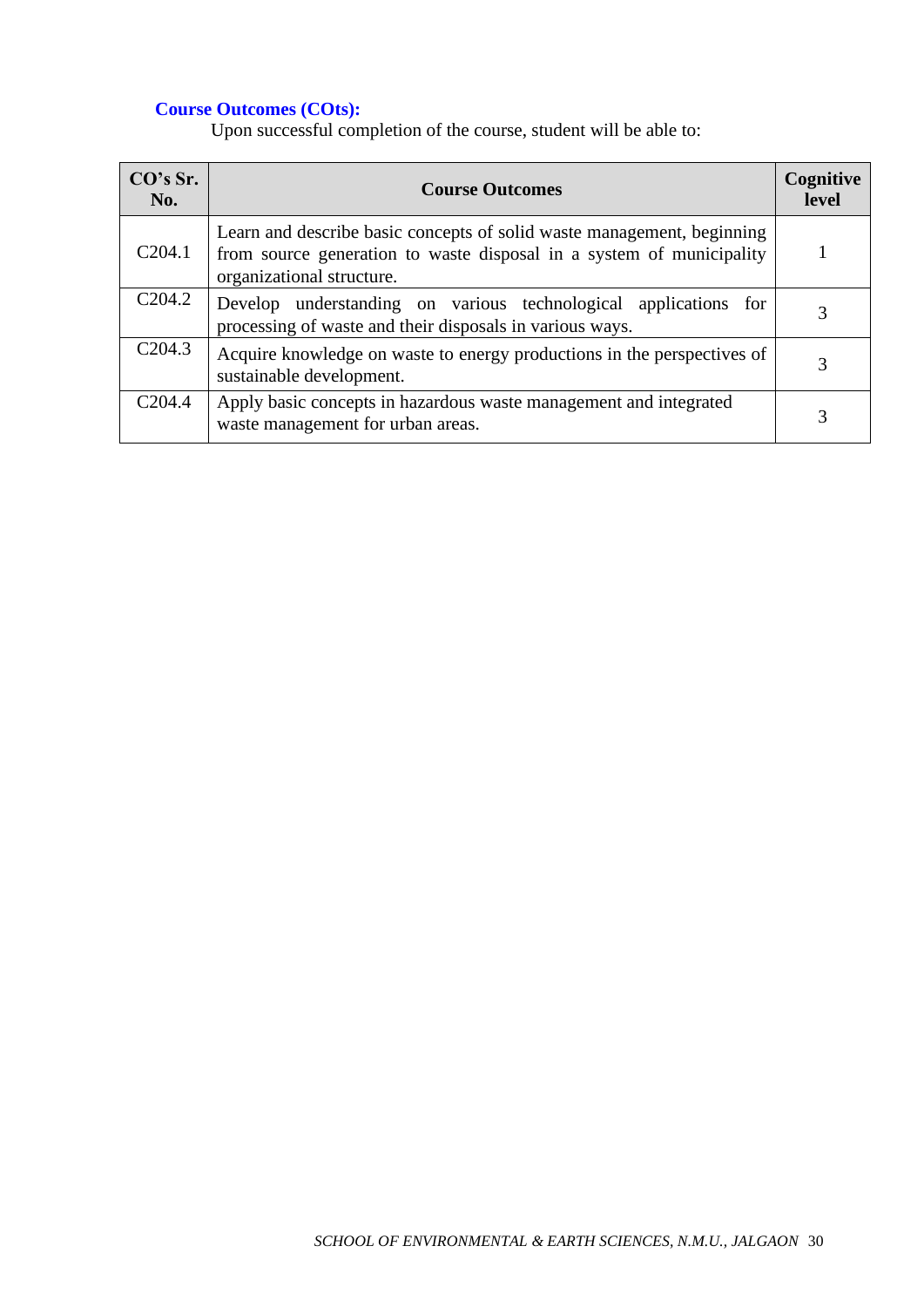**Course Outcomes (COts):**

Upon successful completion of the course, student will be able to:

| CO's Sr. No. | Course Outcomes | Cognitive level |
|---|---|---|
| C204.1 | Learn and describe basic concepts of solid waste management, beginning from source generation to waste disposal in a system of municipality organizational structure. | 1 |
| C204.2 | Develop understanding on various technological applications for processing of waste and their disposals in various ways. | 3 |
| C204.3 | Acquire knowledge on waste to energy productions in the perspectives of sustainable development. | 3 |
| C204.4 | Apply basic concepts in hazardous waste management and integrated waste management for urban areas. | 3 |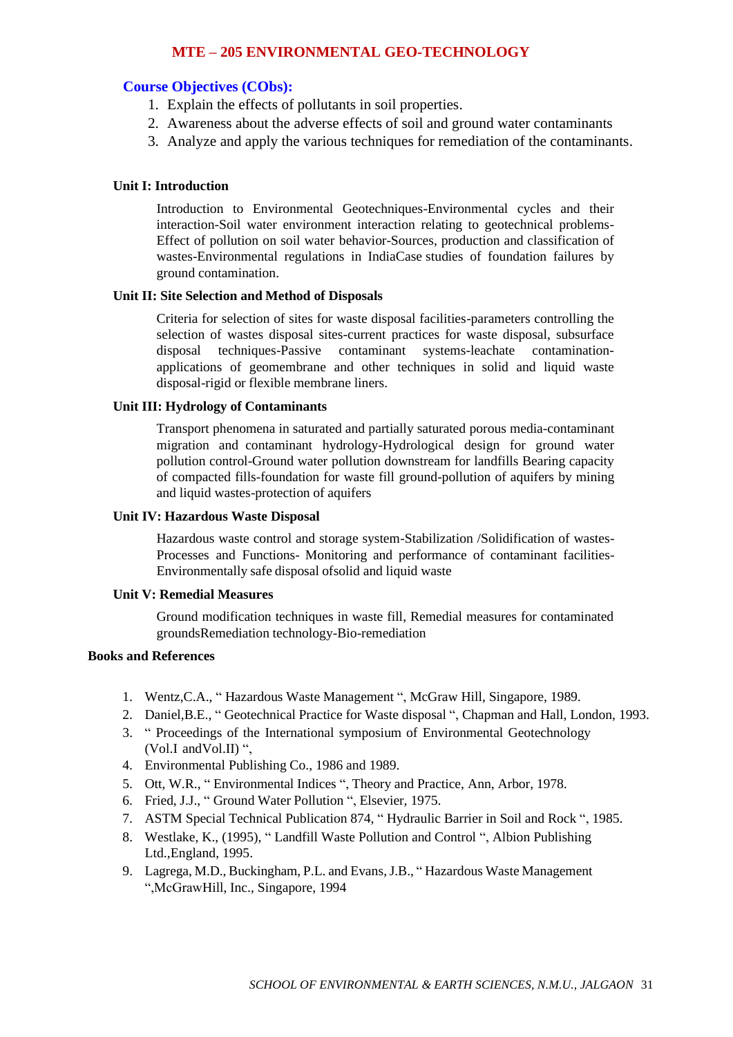# MTE – 205 ENVIRONMENTAL GEO-TECHNOLOGY

## Course Objectives (CObs):

1. Explain the effects of pollutants in soil properties.
2. Awareness about the adverse effects of soil and ground water contaminants
3. Analyze and apply the various techniques for remediation of the contaminants.

### Unit I: Introduction

Introduction to Environmental Geotechniques-Environmental cycles and their interaction-Soil water environment interaction relating to geotechnical problems-Effect of pollution on soil water behavior-Sources, production and classification of wastes-Environmental regulations in IndiaCase studies of foundation failures by ground contamination.

### Unit II: Site Selection and Method of Disposals

Criteria for selection of sites for waste disposal facilities-parameters controlling the selection of wastes disposal sites-current practices for waste disposal, subsurface disposal techniques-Passive contaminant systems-leachate contamination-applications of geomembrane and other techniques in solid and liquid waste disposal-rigid or flexible membrane liners.

### Unit III: Hydrology of Contaminants

Transport phenomena in saturated and partially saturated porous media-contaminant migration and contaminant hydrology-Hydrological design for ground water pollution control-Ground water pollution downstream for landfills Bearing capacity of compacted fills-foundation for waste fill ground-pollution of aquifers by mining and liquid wastes-protection of aquifers

### Unit IV: Hazardous Waste Disposal

Hazardous waste control and storage system-Stabilization /Solidification of wastes-Processes and Functions- Monitoring and performance of contaminant facilities-Environmentally safe disposal ofsolid and liquid waste

### Unit V: Remedial Measures

Ground modification techniques in waste fill, Remedial measures for contaminated groundsRemediation technology-Bio-remediation

### Books and References

1. Wentz,C.A., " Hazardous Waste Management ", McGraw Hill, Singapore, 1989.
2. Daniel,B.E., " Geotechnical Practice for Waste disposal ", Chapman and Hall, London, 1993.
3. " Proceedings of the International symposium of Environmental Geotechnology (Vol.I andVol.II) ",
4. Environmental Publishing Co., 1986 and 1989.
5. Ott, W.R., " Environmental Indices ", Theory and Practice, Ann, Arbor, 1978.
6. Fried, J.J., " Ground Water Pollution ", Elsevier, 1975.
7. ASTM Special Technical Publication 874, " Hydraulic Barrier in Soil and Rock ", 1985.
8. Westlake, K., (1995), " Landfill Waste Pollution and Control ", Albion Publishing Ltd.,England, 1995.
9. Lagrega, M.D., Buckingham, P.L. and Evans, J.B., " Hazardous Waste Management ",McGrawHill, Inc., Singapore, 1994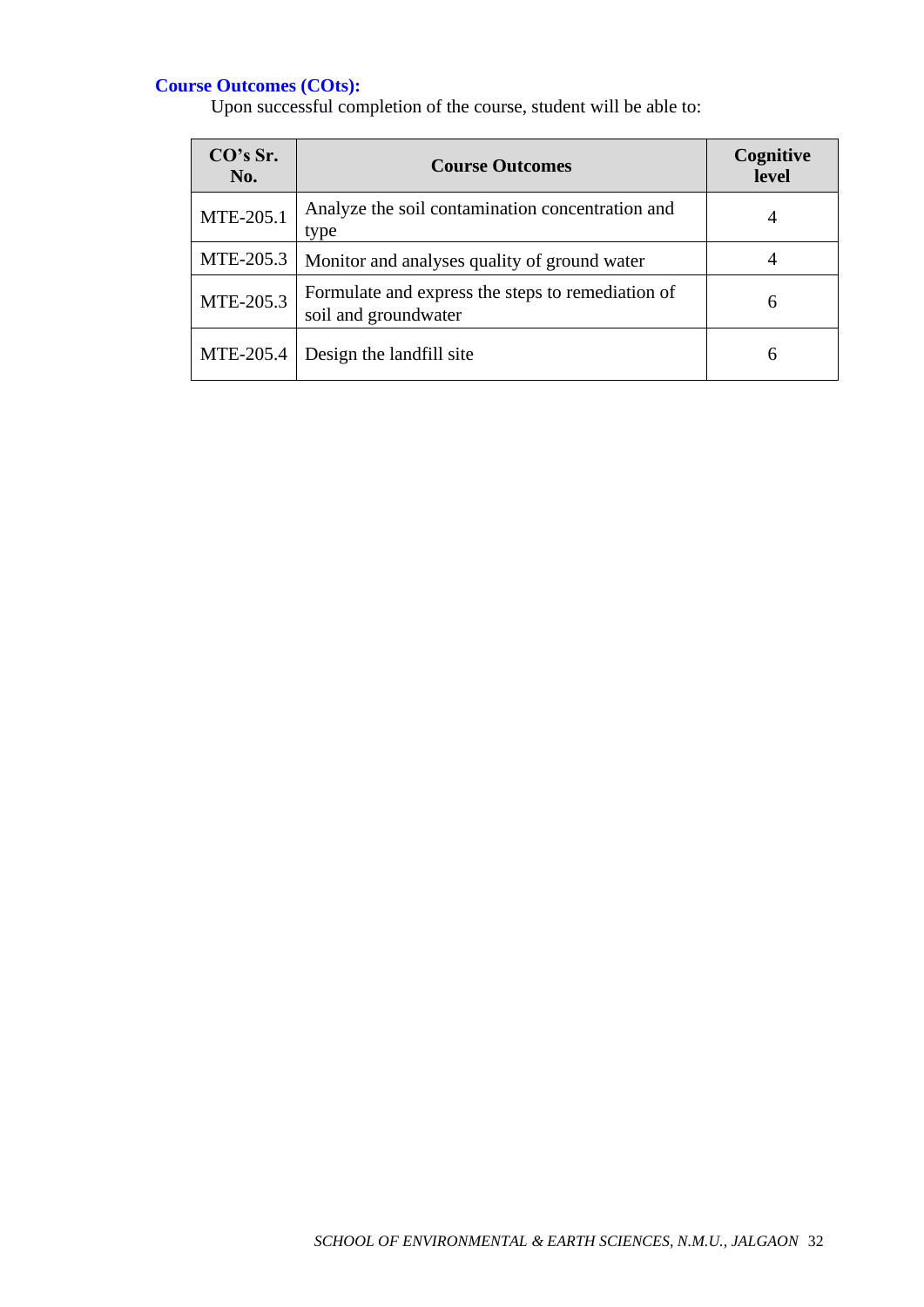**Course Outcomes (COts):**

Upon successful completion of the course, student will be able to:

| CO's Sr. No. | Course Outcomes | Cognitive level |
|---|---|---|
| MTE-205.1 | Analyze the soil contamination concentration and type | 4 |
| MTE-205.3 | Monitor and analyses quality of ground water | 4 |
| MTE-205.3 | Formulate and express the steps to remediation of soil and groundwater | 6 |
| MTE-205.4 | Design the landfill site | 6 |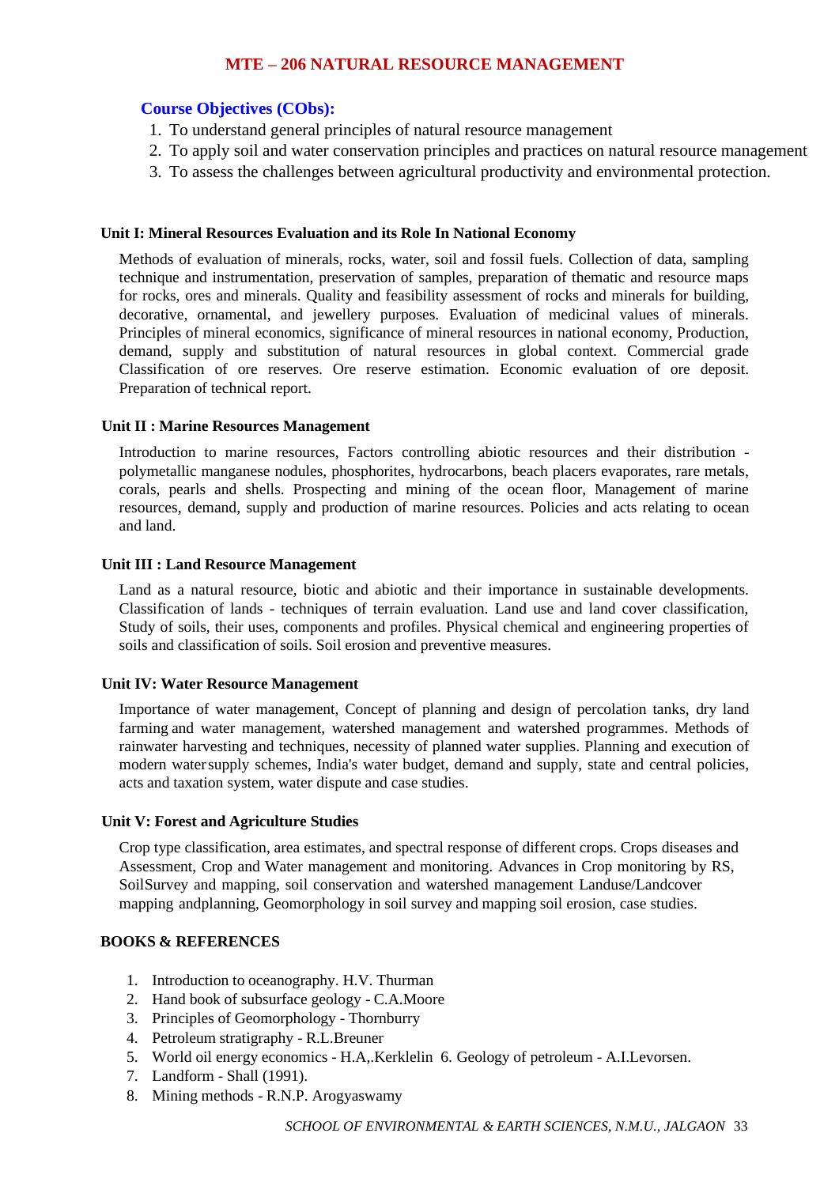# MTE – 206 NATURAL RESOURCE MANAGEMENT

**Course Objectives (CObs):**

1. To understand general principles of natural resource management
2. To apply soil and water conservation principles and practices on natural resource management
3. To assess the challenges between agricultural productivity and environmental protection.

**Unit I: Mineral Resources Evaluation and its Role In National Economy**

Methods of evaluation of minerals, rocks, water, soil and fossil fuels. Collection of data, sampling technique and instrumentation, preservation of samples, preparation of thematic and resource maps for rocks, ores and minerals. Quality and feasibility assessment of rocks and minerals for building, decorative, ornamental, and jewellery purposes. Evaluation of medicinal values of minerals. Principles of mineral economics, significance of mineral resources in national economy, Production, demand, supply and substitution of natural resources in global context. Commercial grade Classification of ore reserves. Ore reserve estimation. Economic evaluation of ore deposit. Preparation of technical report.

**Unit II : Marine Resources Management**

Introduction to marine resources, Factors controlling abiotic resources and their distribution - polymetallic manganese nodules, phosphorites, hydrocarbons, beach placers evaporates, rare metals, corals, pearls and shells. Prospecting and mining of the ocean floor, Management of marine resources, demand, supply and production of marine resources. Policies and acts relating to ocean and land.

**Unit III : Land Resource Management**

Land as a natural resource, biotic and abiotic and their importance in sustainable developments. Classification of lands - techniques of terrain evaluation. Land use and land cover classification, Study of soils, their uses, components and profiles. Physical chemical and engineering properties of soils and classification of soils. Soil erosion and preventive measures.

**Unit IV: Water Resource Management**

Importance of water management, Concept of planning and design of percolation tanks, dry land farming and water management, watershed management and watershed programmes. Methods of rainwater harvesting and techniques, necessity of planned water supplies. Planning and execution of modern water supply schemes, India's water budget, demand and supply, state and central policies, acts and taxation system, water dispute and case studies.

**Unit V: Forest and Agriculture Studies**

Crop type classification, area estimates, and spectral response of different crops. Crops diseases and Assessment, Crop and Water management and monitoring. Advances in Crop monitoring by RS, SoilSurvey and mapping, soil conservation and watershed management Landuse/Landcover mapping andplanning, Geomorphology in soil survey and mapping soil erosion, case studies.

**BOOKS & REFERENCES**

1. Introduction to oceanography. H.V. Thurman
2. Hand book of subsurface geology - C.A.Moore
3. Principles of Geomorphology - Thornburry
4. Petroleum stratigraphy - R.L.Breuner
5. World oil energy economics - H.A,.Kerklelin 6. Geology of petroleum - A.I.Levorsen.
7. Landform - Shall (1991).
8. Mining methods - R.N.P. Arogyaswamy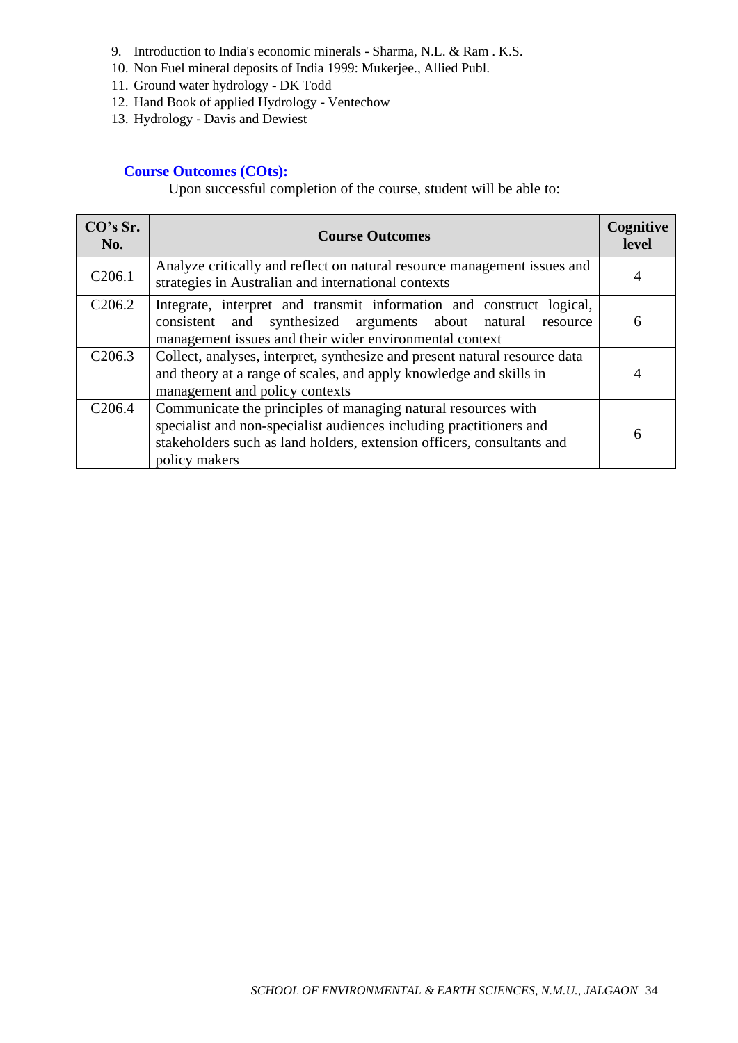9. Introduction to India's economic minerals - Sharma, N.L. & Ram . K.S.
10. Non Fuel mineral deposits of India 1999: Mukerjee., Allied Publ.
11. Ground water hydrology - DK Todd
12. Hand Book of applied Hydrology - Ventechow
13. Hydrology - Davis and Dewiest

**Course Outcomes (COts):**

Upon successful completion of the course, student will be able to:

| CO's Sr. No. | Course Outcomes | Cognitive level |
|---|---|---|
| C206.1 | Analyze critically and reflect on natural resource management issues and strategies in Australian and international contexts | 4 |
| C206.2 | Integrate, interpret and transmit information and construct logical, consistent and synthesized arguments about natural resource management issues and their wider environmental context | 6 |
| C206.3 | Collect, analyses, interpret, synthesize and present natural resource data and theory at a range of scales, and apply knowledge and skills in management and policy contexts | 4 |
| C206.4 | Communicate the principles of managing natural resources with specialist and non-specialist audiences including practitioners and stakeholders such as land holders, extension officers, consultants and policy makers | 6 |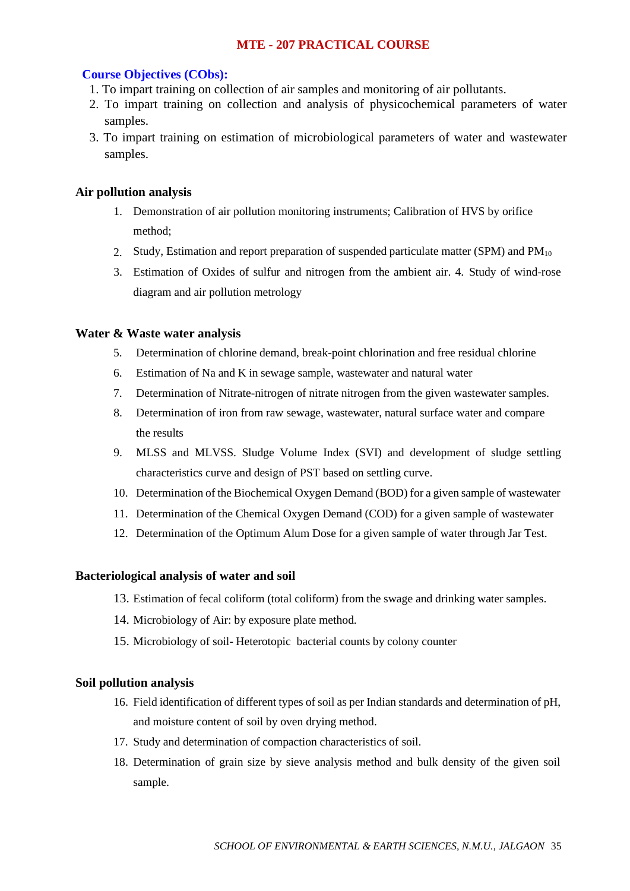## MTE - 207 PRACTICAL COURSE

**Course Objectives (CObs):**

1. To impart training on collection of air samples and monitoring of air pollutants.
2. To impart training on collection and analysis of physicochemical parameters of water samples.
3. To impart training on estimation of microbiological parameters of water and wastewater samples.

### Air pollution analysis

1. Demonstration of air pollution monitoring instruments; Calibration of HVS by orifice method;
2. Study, Estimation and report preparation of suspended particulate matter (SPM) and $PM_{10}$
3. Estimation of Oxides of sulfur and nitrogen from the ambient air. 4. Study of wind-rose diagram and air pollution metrology

### Water & Waste water analysis

5. Determination of chlorine demand, break-point chlorination and free residual chlorine
6. Estimation of Na and K in sewage sample, wastewater and natural water
7. Determination of Nitrate-nitrogen of nitrate nitrogen from the given wastewater samples.
8. Determination of iron from raw sewage, wastewater, natural surface water and compare the results
9. MLSS and MLVSS. Sludge Volume Index (SVI) and development of sludge settling characteristics curve and design of PST based on settling curve.
10. Determination of the Biochemical Oxygen Demand (BOD) for a given sample of wastewater
11. Determination of the Chemical Oxygen Demand (COD) for a given sample of wastewater
12. Determination of the Optimum Alum Dose for a given sample of water through Jar Test.

### Bacteriological analysis of water and soil

13. Estimation of fecal coliform (total coliform) from the swage and drinking water samples.
14. Microbiology of Air: by exposure plate method.
15. Microbiology of soil- Heterotopic bacterial counts by colony counter

### Soil pollution analysis

16. Field identification of different types of soil as per Indian standards and determination of pH, and moisture content of soil by oven drying method.
17. Study and determination of compaction characteristics of soil.
18. Determination of grain size by sieve analysis method and bulk density of the given soil sample.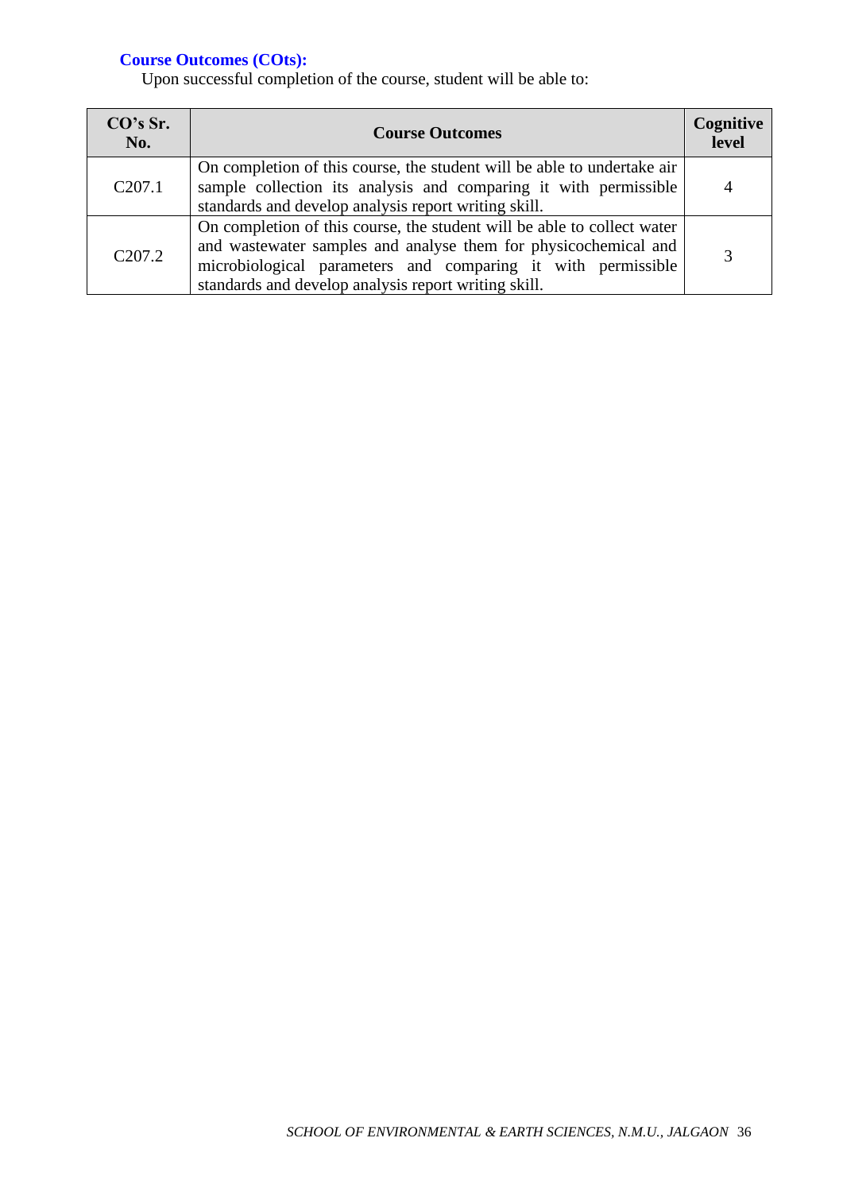**Course Outcomes (COts):**

Upon successful completion of the course, student will be able to:

| CO's Sr. No. | Course Outcomes | Cognitive level |
|---|---|---|
| C207.1 | On completion of this course, the student will be able to undertake air sample collection its analysis and comparing it with permissible standards and develop analysis report writing skill. | 4 |
| C207.2 | On completion of this course, the student will be able to collect water and wastewater samples and analyse them for physicochemical and microbiological parameters and comparing it with permissible standards and develop analysis report writing skill. | 3 |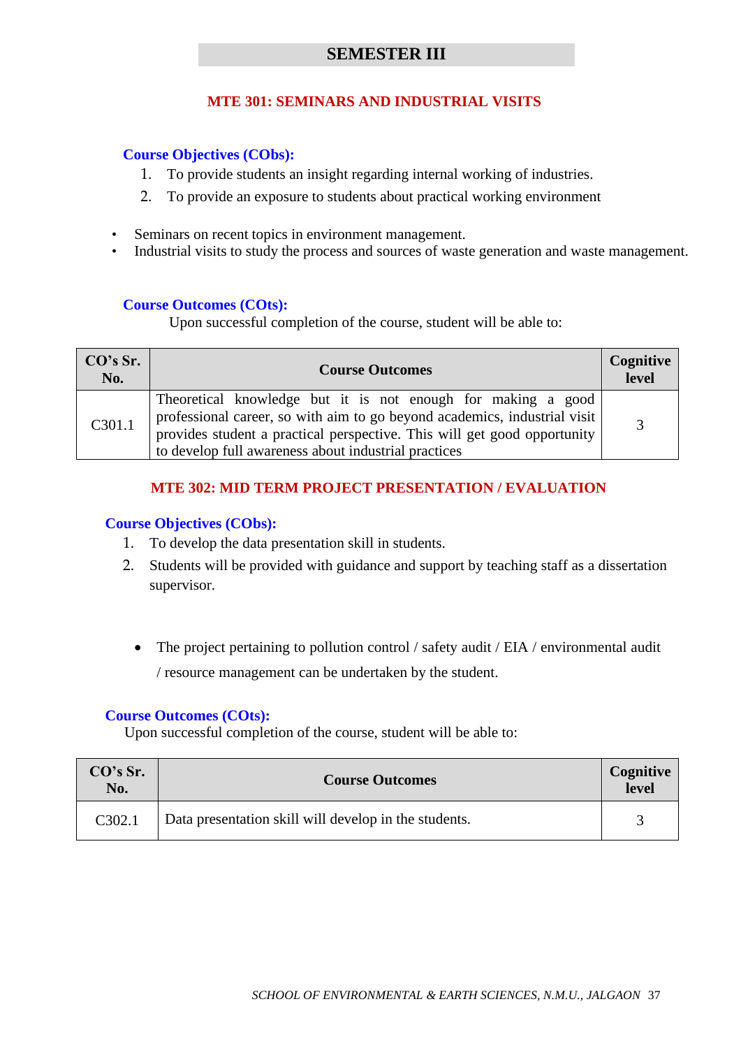# SEMESTER III

## MTE 301: SEMINARS AND INDUSTRIAL VISITS

### Course Objectives (CObs):

1. To provide students an insight regarding internal working of industries.
2. To provide an exposure to students about practical working environment

- Seminars on recent topics in environment management.
- Industrial visits to study the process and sources of waste generation and waste management.

### Course Outcomes (COts):

Upon successful completion of the course, student will be able to:

| CO's Sr. No. | Course Outcomes | Cognitive level |
|---|---|---|
| C301.1 | Theoretical knowledge but it is not enough for making a good professional career, so with aim to go beyond academics, industrial visit provides student a practical perspective. This will get good opportunity to develop full awareness about industrial practices | 3 |

## MTE 302: MID TERM PROJECT PRESENTATION / EVALUATION

### Course Objectives (CObs):

1. To develop the data presentation skill in students.
2. Students will be provided with guidance and support by teaching staff as a dissertation supervisor.

- The project pertaining to pollution control / safety audit / EIA / environmental audit / resource management can be undertaken by the student.

### Course Outcomes (COts):

Upon successful completion of the course, student will be able to:

| CO's Sr. No. | Course Outcomes | Cognitive level |
|---|---|---|
| C302.1 | Data presentation skill will develop in the students. | 3 |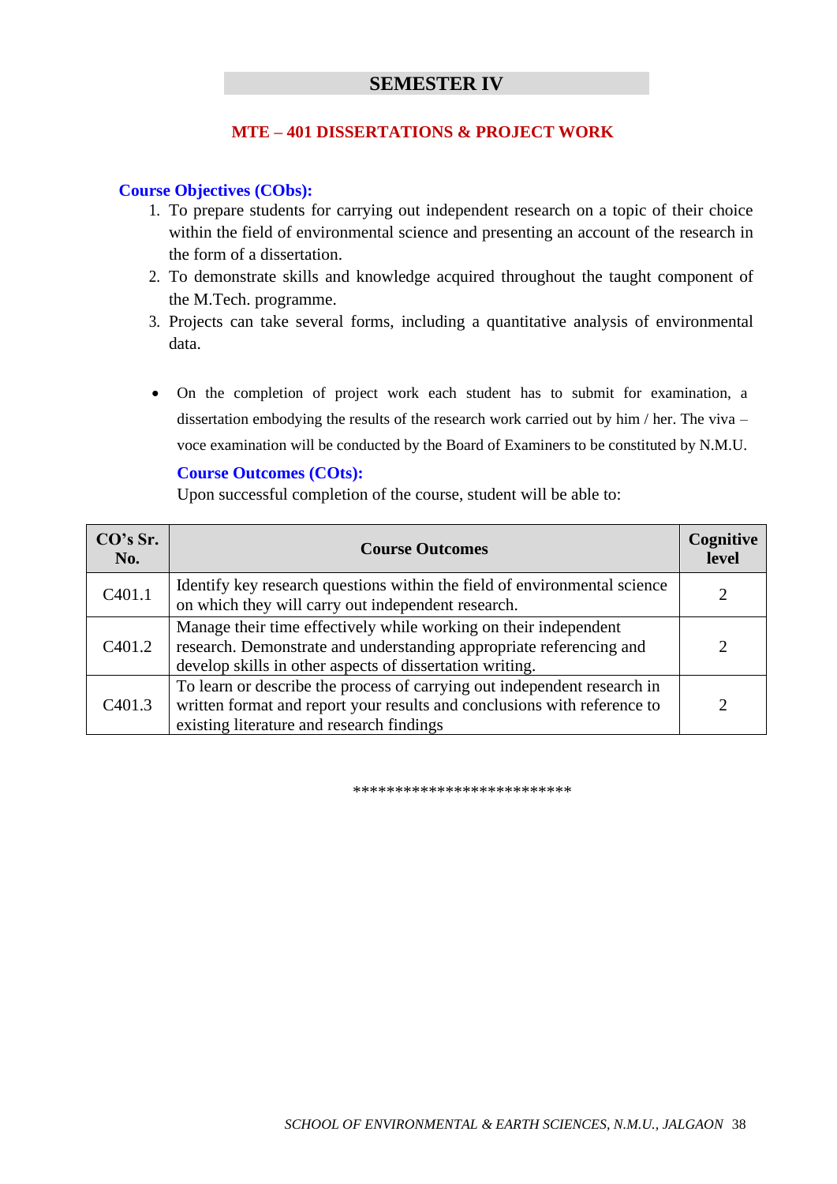# SEMESTER IV

## MTE – 401 DISSERTATIONS & PROJECT WORK

### Course Objectives (CObs):

1. To prepare students for carrying out independent research on a topic of their choice within the field of environmental science and presenting an account of the research in the form of a dissertation.
2. To demonstrate skills and knowledge acquired throughout the taught component of the M.Tech. programme.
3. Projects can take several forms, including a quantitative analysis of environmental data.

- On the completion of project work each student has to submit for examination, a dissertation embodying the results of the research work carried out by him / her. The viva – voce examination will be conducted by the Board of Examiners to be constituted by N.M.U.

### Course Outcomes (COts):

Upon successful completion of the course, student will be able to:

| CO's Sr. No. | Course Outcomes | Cognitive level |
|---|---|---|
| C401.1 | Identify key research questions within the field of environmental science on which they will carry out independent research. | 2 |
| C401.2 | Manage their time effectively while working on their independent research. Demonstrate and understanding appropriate referencing and develop skills in other aspects of dissertation writing. | 2 |
| C401.3 | To learn or describe the process of carrying out independent research in written format and report your results and conclusions with reference to existing literature and research findings | 2 |

*************************